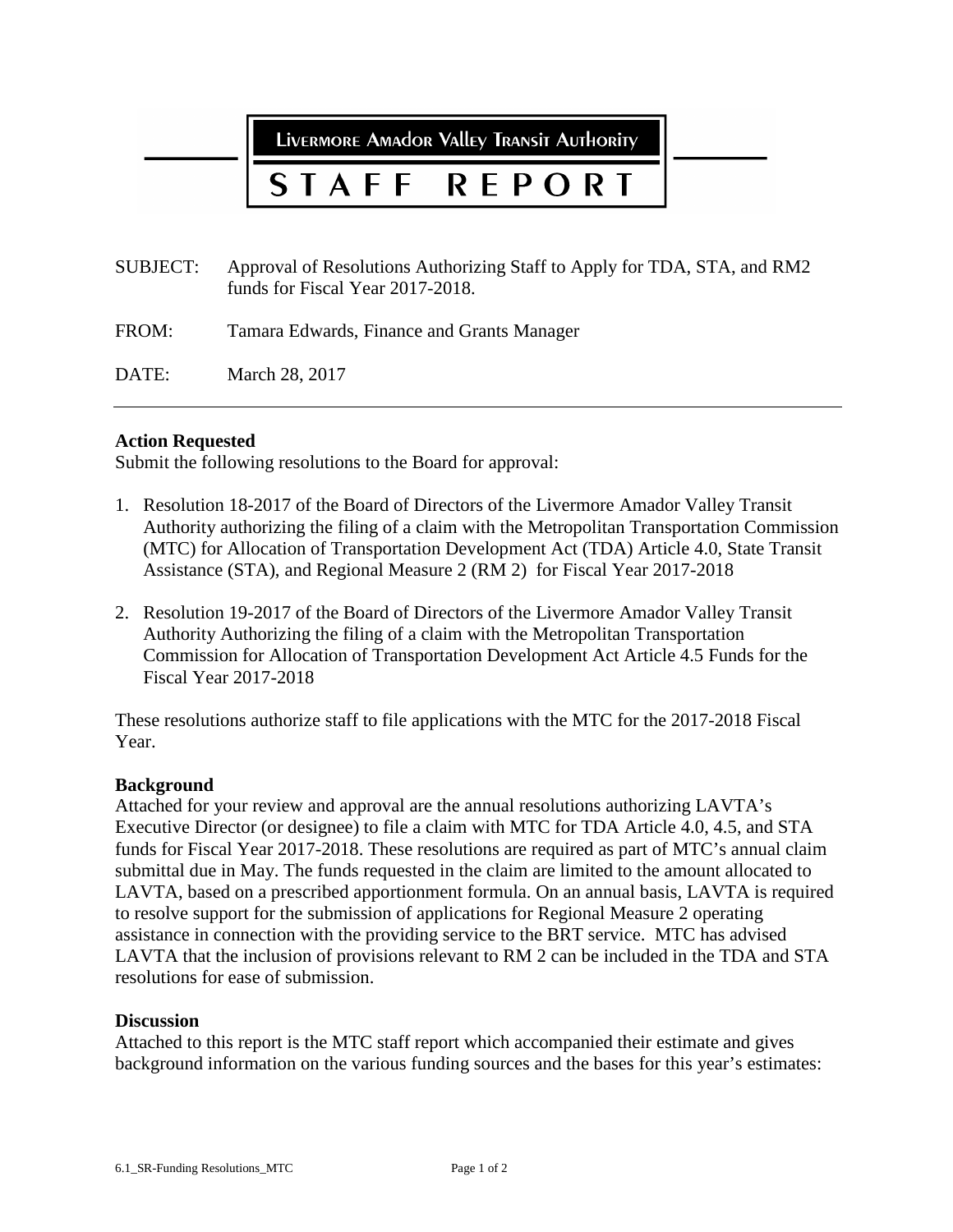**LIVERMORE AMADOR VALLEY TRANSIT AUTHORITY**

# STAFF REPORT

SUBJECT: Approval of Resolutions Authorizing Staff to Apply for TDA, STA, and RM2 funds for Fiscal Year 2017-2018.

FROM: Tamara Edwards, Finance and Grants Manager

DATE: March 28, 2017

---

**Action Requested**

Submit the following resolutions to the Board for approval:

1. Resolution 18-2017 of the Board of Directors of the Livermore Amador Valley Transit Authority authorizing the filing of a claim with the Metropolitan Transportation Commission (MTC) for Allocation of Transportation Development Act (TDA) Article 4.0, State Transit Assistance (STA), and Regional Measure 2 (RM 2) for Fiscal Year 2017-2018

2. Resolution 19-2017 of the Board of Directors of the Livermore Amador Valley Transit Authority Authorizing the filing of a claim with the Metropolitan Transportation Commission for Allocation of Transportation Development Act Article 4.5 Funds for the Fiscal Year 2017-2018

These resolutions authorize staff to file applications with the MTC for the 2017-2018 Fiscal Year.

**Background**

Attached for your review and approval are the annual resolutions authorizing LAVTA's Executive Director (or designee) to file a claim with MTC for TDA Article 4.0, 4.5, and STA funds for Fiscal Year 2017-2018. These resolutions are required as part of MTC's annual claim submittal due in May. The funds requested in the claim are limited to the amount allocated to LAVTA, based on a prescribed apportionment formula. On an annual basis, LAVTA is required to resolve support for the submission of applications for Regional Measure 2 operating assistance in connection with the providing service to the BRT service. MTC has advised LAVTA that the inclusion of provisions relevant to RM 2 can be included in the TDA and STA resolutions for ease of submission.

**Discussion**

Attached to this report is the MTC staff report which accompanied their estimate and gives background information on the various funding sources and the bases for this year's estimates: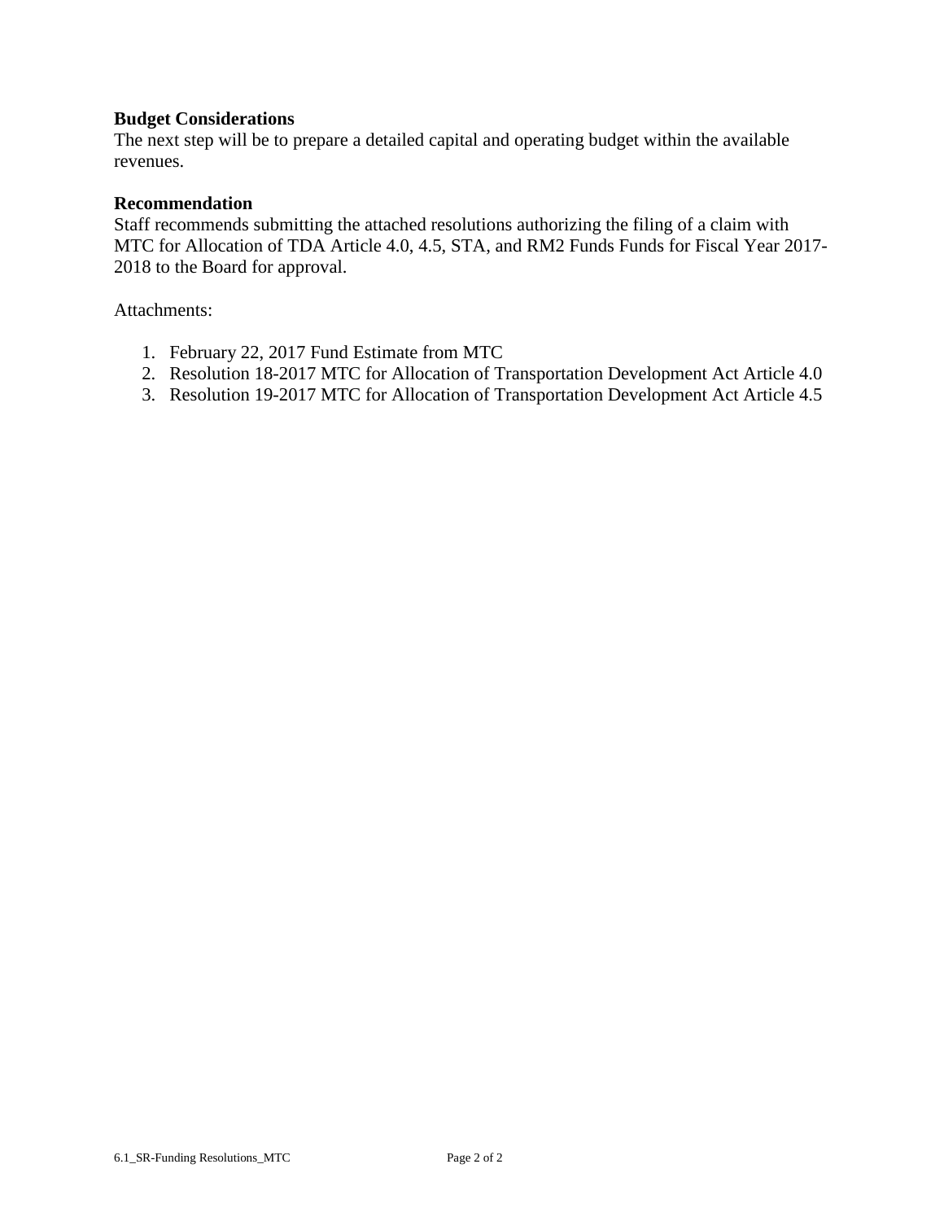**Budget Considerations**
The next step will be to prepare a detailed capital and operating budget within the available revenues.

**Recommendation**
Staff recommends submitting the attached resolutions authorizing the filing of a claim with MTC for Allocation of TDA Article 4.0, 4.5, STA, and RM2 Funds Funds for Fiscal Year 2017-2018 to the Board for approval.

Attachments:

1. February 22, 2017 Fund Estimate from MTC
2. Resolution 18-2017 MTC for Allocation of Transportation Development Act Article 4.0
3. Resolution 19-2017 MTC for Allocation of Transportation Development Act Article 4.5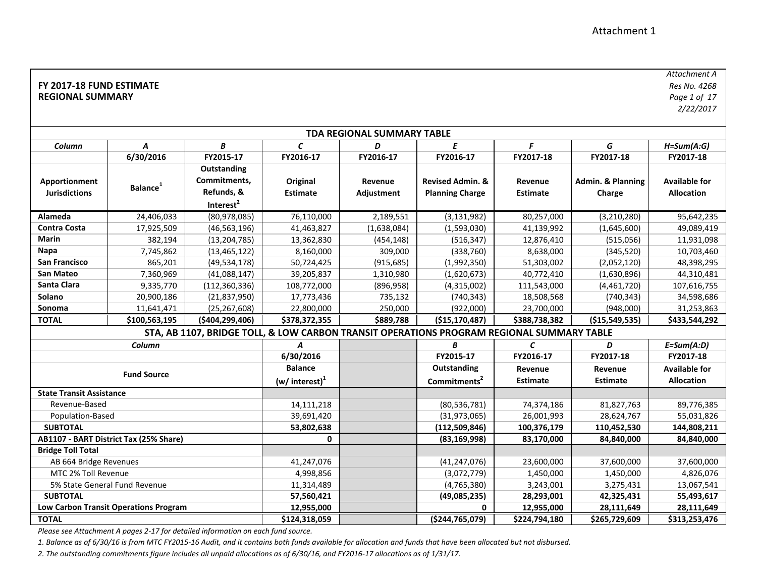Attachment 1

**FY 2017-18 FUND ESTIMATE**
**REGIONAL SUMMARY**

*Attachment A*
*Res No. 4268*
*Page 1 of 17*
*2/22/2017*

**TDA REGIONAL SUMMARY TABLE**

| Column | A | B | C | D | E | F | G | H=Sum(A:G) |
|---|---|---|---|---|---|---|---|---|
| | 6/30/2016 | FY2015-17 | FY2016-17 | FY2016-17 | FY2016-17 | FY2017-18 | FY2017-18 | FY2017-18 |
| Apportionment Jurisdictions | Balance[1] | Outstanding Commitments, Refunds, & Interest[2] | Original Estimate | Revenue Adjustment | Revised Admin. & Planning Charge | Revenue Estimate | Admin. & Planning Charge | Available for Allocation |
| **Alameda** | 24,406,033 | (80,978,085) | 76,110,000 | 2,189,551 | (3,131,982) | 80,257,000 | (3,210,280) | 95,642,235 |
| **Contra Costa** | 17,925,509 | (46,563,196) | 41,463,827 | (1,638,084) | (1,593,030) | 41,139,992 | (1,645,600) | 49,089,419 |
| **Marin** | 382,194 | (13,204,785) | 13,362,830 | (454,148) | (516,347) | 12,876,410 | (515,056) | 11,931,098 |
| **Napa** | 7,745,862 | (13,465,122) | 8,160,000 | 309,000 | (338,760) | 8,638,000 | (345,520) | 10,703,460 |
| **San Francisco** | 865,201 | (49,534,178) | 50,724,425 | (915,685) | (1,992,350) | 51,303,002 | (2,052,120) | 48,398,295 |
| **San Mateo** | 7,360,969 | (41,088,147) | 39,205,837 | 1,310,980 | (1,620,673) | 40,772,410 | (1,630,896) | 44,310,481 |
| **Santa Clara** | 9,335,770 | (112,360,336) | 108,772,000 | (896,958) | (4,315,002) | 111,543,000 | (4,461,720) | 107,616,755 |
| **Solano** | 20,900,186 | (21,837,950) | 17,773,436 | 735,132 | (740,343) | 18,508,568 | (740,343) | 34,598,686 |
| **Sonoma** | 11,641,471 | (25,267,608) | 22,800,000 | 250,000 | (922,000) | 23,700,000 | (948,000) | 31,253,863 |
| **TOTAL** | **$100,563,195** | **($404,299,406)** | **$378,372,355** | **$889,788** | **($15,170,487)** | **$388,738,382** | **($15,549,535)** | **$433,544,292** |

**STA, AB 1107, BRIDGE TOLL, & LOW CARBON TRANSIT OPERATIONS PROGRAM REGIONAL SUMMARY TABLE**

| Column | A | B | C | D | E=Sum(A:D) |
|---|---|---|---|---|---|
| | 6/30/2016 | FY2015-17 | FY2016-17 | FY2017-18 | FY2017-18 |
| Fund Source | Balance (w/ interest)[1] | Outstanding Commitments[2] | Revenue Estimate | Revenue Estimate | Available for Allocation |
| **State Transit Assistance** | | | | | |
| Revenue-Based | 14,111,218 | (80,536,781) | 74,374,186 | 81,827,763 | 89,776,385 |
| Population-Based | 39,691,420 | (31,973,065) | 26,001,993 | 28,624,767 | 55,031,826 |
| **SUBTOTAL** | **53,802,638** | **(112,509,846)** | **100,376,179** | **110,452,530** | **144,808,211** |
| **AB1107 - BART District Tax (25% Share)** | **0** | **(83,169,998)** | **83,170,000** | **84,840,000** | **84,840,000** |
| **Bridge Toll Total** | | | | | |
| AB 664 Bridge Revenues | 41,247,076 | (41,247,076) | 23,600,000 | 37,600,000 | 37,600,000 |
| MTC 2% Toll Revenue | 4,998,856 | (3,072,779) | 1,450,000 | 1,450,000 | 4,826,076 |
| 5% State General Fund Revenue | 11,314,489 | (4,765,380) | 3,243,001 | 3,275,431 | 13,067,541 |
| **SUBTOTAL** | **57,560,421** | **(49,085,235)** | **28,293,001** | **42,325,431** | **55,493,617** |
| **Low Carbon Transit Operations Program** | **12,955,000** | **0** | **12,955,000** | **28,111,649** | **28,111,649** |
| **TOTAL** | **$124,318,059** | **($244,765,079)** | **$224,794,180** | **$265,729,609** | **$313,253,476** |

*Please see Attachment A pages 2-17 for detailed information on each fund source.*

*1. Balance as of 6/30/16 is from MTC FY2015-16 Audit, and it contains both funds available for allocation and funds that have been allocated but not disbursed.*

*2. The outstanding commitments figure includes all unpaid allocations as of 6/30/16, and FY2016-17 allocations as of 1/31/17.*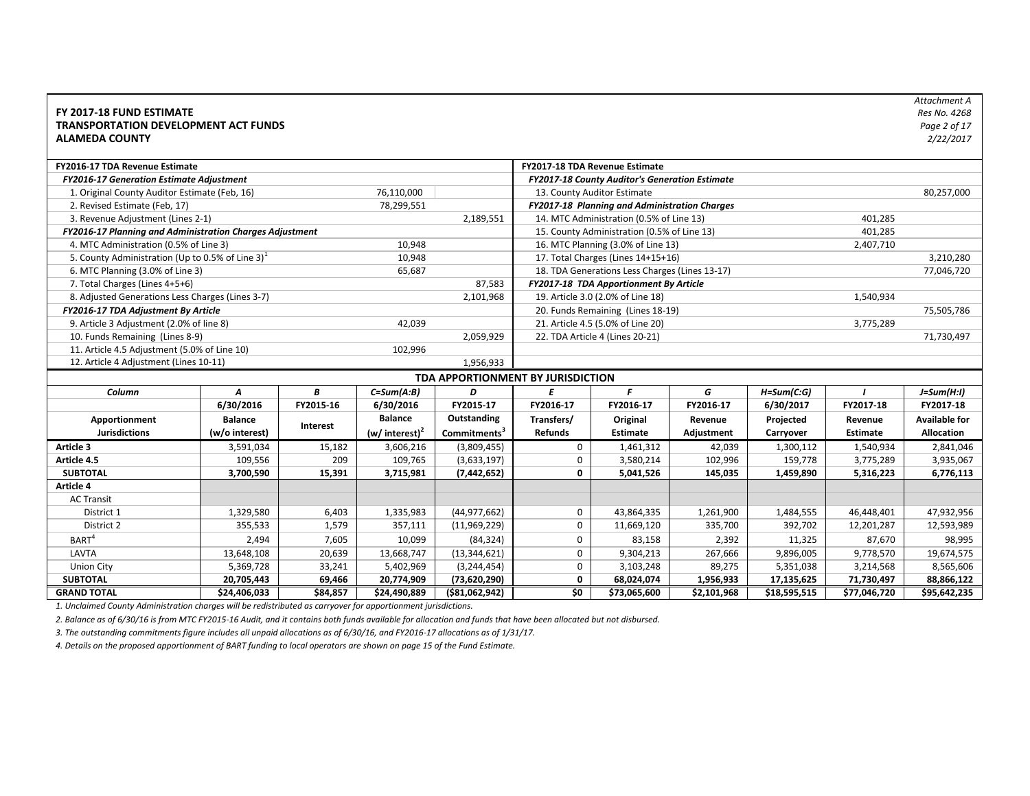Attachment A
Res No. 4268
Page 2 of 17
2/22/2017

**FY 2017-18 FUND ESTIMATE**
**TRANSPORTATION DEVELOPMENT ACT FUNDS**
**ALAMEDA COUNTY**

| **FY2016-17 TDA Revenue Estimate** | | | **FY2017-18 TDA Revenue Estimate** | | |
|---|---|---|---|---|---|
| ***FY2016-17 Generation Estimate Adjustment*** | | | ***FY2017-18 County Auditor's Generation Estimate*** | | |
| 1. Original County Auditor Estimate (Feb, 16) | 76,110,000 | | 13. County Auditor Estimate | | 80,257,000 |
| 2. Revised Estimate (Feb, 17) | 78,299,551 | | ***FY2017-18 Planning and Administration Charges*** | | |
| 3. Revenue Adjustment (Lines 2-1) | | 2,189,551 | 14. MTC Administration (0.5% of Line 13) | 401,285 | |
| ***FY2016-17 Planning and Administration Charges Adjustment*** | | | 15. County Administration (0.5% of Line 13) | 401,285 | |
| 4. MTC Administration (0.5% of Line 3) | 10,948 | | 16. MTC Planning (3.0% of Line 13) | 2,407,710 | |
| 5. County Administration (Up to 0.5% of Line 3)[1] | 10,948 | | 17. Total Charges (Lines 14+15+16) | | 3,210,280 |
| 6. MTC Planning (3.0% of Line 3) | 65,687 | | 18. TDA Generations Less Charges (Lines 13-17) | | 77,046,720 |
| 7. Total Charges (Lines 4+5+6) | | 87,583 | ***FY2017-18 TDA Apportionment By Article*** | | |
| 8. Adjusted Generations Less Charges (Lines 3-7) | | 2,101,968 | 19. Article 3.0 (2.0% of Line 18) | 1,540,934 | |
| ***FY2016-17 TDA Adjustment By Article*** | | | 20. Funds Remaining (Lines 18-19) | | 75,505,786 |
| 9. Article 3 Adjustment (2.0% of line 8) | 42,039 | | 21. Article 4.5 (5.0% of Line 20) | 3,775,289 | |
| 10. Funds Remaining (Lines 8-9) | | 2,059,929 | 22. TDA Article 4 (Lines 20-21) | | 71,730,497 |
| 11. Article 4.5 Adjustment (5.0% of Line 10) | 102,996 | | | | |
| 12. Article 4 Adjustment (Lines 10-11) | | 1,956,933 | | | |

**TDA APPORTIONMENT BY JURISDICTION**

| Column | A | B | C=Sum(A:B) | D | E | F | G | H=Sum(C:G) | I | J=Sum(H:I) |
|---|---|---|---|---|---|---|---|---|---|---|
| | 6/30/2016 | FY2015-16 | 6/30/2016 | FY2015-17 | FY2016-17 | FY2016-17 | FY2016-17 | 6/30/2017 | FY2017-18 | FY2017-18 |
| **Apportionment Jurisdictions** | **Balance (w/o interest)** | **Interest** | **Balance (w/ interest)[2]** | **Outstanding Commitments[3]** | **Transfers/ Refunds** | **Original Estimate** | **Revenue Adjustment** | **Projected Carryover** | **Revenue Estimate** | **Available for Allocation** |
| **Article 3** | 3,591,034 | 15,182 | 3,606,216 | (3,809,455) | 0 | 1,461,312 | 42,039 | 1,300,112 | 1,540,934 | 2,841,046 |
| **Article 4.5** | 109,556 | 209 | 109,765 | (3,633,197) | 0 | 3,580,214 | 102,996 | 159,778 | 3,775,289 | 3,935,067 |
| **SUBTOTAL** | **3,700,590** | **15,391** | **3,715,981** | **(7,442,652)** | **0** | **5,041,526** | **145,035** | **1,459,890** | **5,316,223** | **6,776,113** |
| **Article 4** | | | | | | | | | | |
| AC Transit | | | | | | | | | | |
| District 1 | 1,329,580 | 6,403 | 1,335,983 | (44,977,662) | 0 | 43,864,335 | 1,261,900 | 1,484,555 | 46,448,401 | 47,932,956 |
| District 2 | 355,533 | 1,579 | 357,111 | (11,969,229) | 0 | 11,669,120 | 335,700 | 392,702 | 12,201,287 | 12,593,989 |
| BART[4] | 2,494 | 7,605 | 10,099 | (84,324) | 0 | 83,158 | 2,392 | 11,325 | 87,670 | 98,995 |
| LAVTA | 13,648,108 | 20,639 | 13,668,747 | (13,344,621) | 0 | 9,304,213 | 267,666 | 9,896,005 | 9,778,570 | 19,674,575 |
| Union City | 5,369,728 | 33,241 | 5,402,969 | (3,244,454) | 0 | 3,103,248 | 89,275 | 5,351,038 | 3,214,568 | 8,565,606 |
| **SUBTOTAL** | **20,705,443** | **69,466** | **20,774,909** | **(73,620,290)** | **0** | **68,024,074** | **1,956,933** | **17,135,625** | **71,730,497** | **88,866,122** |
| **GRAND TOTAL** | **$24,406,033** | **$84,857** | **$24,490,889** | **($81,062,942)** | **$0** | **$73,065,600** | **$2,101,968** | **$18,595,515** | **$77,046,720** | **$95,642,235** |

*1. Unclaimed County Administration charges will be redistributed as carryover for apportionment jurisdictions.*

*2. Balance as of 6/30/16 is from MTC FY2015-16 Audit, and it contains both funds available for allocation and funds that have been allocated but not disbursed.*

*3. The outstanding commitments figure includes all unpaid allocations as of 6/30/16, and FY2016-17 allocations as of 1/31/17.*

*4. Details on the proposed apportionment of BART funding to local operators are shown on page 15 of the Fund Estimate.*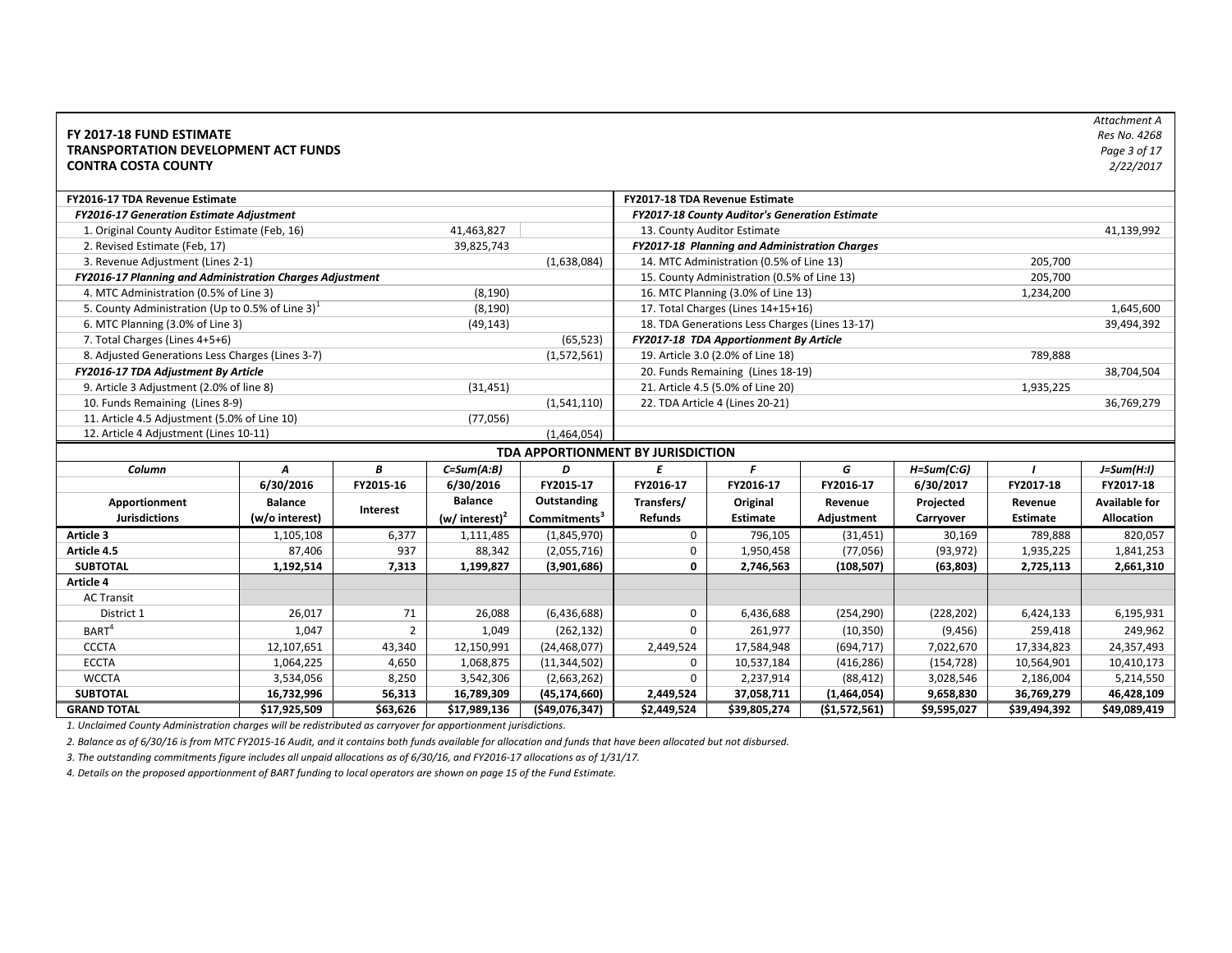Attachment A
Res No. 4268
Page 3 of 17
2/22/2017

**FY 2017-18 FUND ESTIMATE**
**TRANSPORTATION DEVELOPMENT ACT FUNDS**
**CONTRA COSTA COUNTY**

| FY2016-17 TDA Revenue Estimate | | |
|---|---|---|
| ***FY2016-17 Generation Estimate Adjustment*** | | |
| 1. Original County Auditor Estimate (Feb, 16) | 41,463,827 | |
| 2. Revised Estimate (Feb, 17) | 39,825,743 | |
| 3. Revenue Adjustment (Lines 2-1) | | (1,638,084) |
| ***FY2016-17 Planning and Administration Charges Adjustment*** | | |
| 4. MTC Administration (0.5% of Line 3) | (8,190) | |
| 5. County Administration (Up to 0.5% of Line 3)[1] | (8,190) | |
| 6. MTC Planning (3.0% of Line 3) | (49,143) | |
| 7. Total Charges (Lines 4+5+6) | | (65,523) |
| 8. Adjusted Generations Less Charges (Lines 3-7) | | (1,572,561) |
| ***FY2016-17 TDA Adjustment By Article*** | | |
| 9. Article 3 Adjustment (2.0% of line 8) | (31,451) | |
| 10. Funds Remaining (Lines 8-9) | | (1,541,110) |
| 11. Article 4.5 Adjustment (5.0% of Line 10) | (77,056) | |
| 12. Article 4 Adjustment (Lines 10-11) | | (1,464,054) |

| FY2017-18 TDA Revenue Estimate | | |
|---|---|---|
| ***FY2017-18 County Auditor's Generation Estimate*** | | |
| 13. County Auditor Estimate | | 41,139,992 |
| ***FY2017-18 Planning and Administration Charges*** | | |
| 14. MTC Administration (0.5% of Line 13) | 205,700 | |
| 15. County Administration (0.5% of Line 13) | 205,700 | |
| 16. MTC Planning (3.0% of Line 13) | 1,234,200 | |
| 17. Total Charges (Lines 14+15+16) | | 1,645,600 |
| 18. TDA Generations Less Charges (Lines 13-17) | | 39,494,392 |
| ***FY2017-18 TDA Apportionment By Article*** | | |
| 19. Article 3.0 (2.0% of Line 18) | 789,888 | |
| 20. Funds Remaining (Lines 18-19) | | 38,704,504 |
| 21. Article 4.5 (5.0% of Line 20) | 1,935,225 | |
| 22. TDA Article 4 (Lines 20-21) | | 36,769,279 |

**TDA APPORTIONMENT BY JURISDICTION**

| Column | A | B | C=Sum(A:B) | D | E | F | G | H=Sum(C:G) | I | J=Sum(H:I) |
|---|---|---|---|---|---|---|---|---|---|---|
| | 6/30/2016 | FY2015-16 | 6/30/2016 | FY2015-17 | FY2016-17 | FY2016-17 | FY2016-17 | 6/30/2017 | FY2017-18 | FY2017-18 |
| **Apportionment Jurisdictions** | **Balance (w/o interest)** | **Interest** | **Balance (w/ interest)[2]** | **Outstanding Commitments[3]** | **Transfers/ Refunds** | **Original Estimate** | **Revenue Adjustment** | **Projected Carryover** | **Revenue Estimate** | **Available for Allocation** |
| **Article 3** | 1,105,108 | 6,377 | 1,111,485 | (1,845,970) | 0 | 796,105 | (31,451) | 30,169 | 789,888 | 820,057 |
| **Article 4.5** | 87,406 | 937 | 88,342 | (2,055,716) | 0 | 1,950,458 | (77,056) | (93,972) | 1,935,225 | 1,841,253 |
| **SUBTOTAL** | **1,192,514** | **7,313** | **1,199,827** | **(3,901,686)** | **0** | **2,746,563** | **(108,507)** | **(63,803)** | **2,725,113** | **2,661,310** |
| **Article 4** | | | | | | | | | | |
| AC Transit | | | | | | | | | | |
| District 1 | 26,017 | 71 | 26,088 | (6,436,688) | 0 | 6,436,688 | (254,290) | (228,202) | 6,424,133 | 6,195,931 |
| BART[4] | 1,047 | 2 | 1,049 | (262,132) | 0 | 261,977 | (10,350) | (9,456) | 259,418 | 249,962 |
| CCCTA | 12,107,651 | 43,340 | 12,150,991 | (24,468,077) | 2,449,524 | 17,584,948 | (694,717) | 7,022,670 | 17,334,823 | 24,357,493 |
| ECCTA | 1,064,225 | 4,650 | 1,068,875 | (11,344,502) | 0 | 10,537,184 | (416,286) | (154,728) | 10,564,901 | 10,410,173 |
| WCCTA | 3,534,056 | 8,250 | 3,542,306 | (2,663,262) | 0 | 2,237,914 | (88,412) | 3,028,546 | 2,186,004 | 5,214,550 |
| **SUBTOTAL** | **16,732,996** | **56,313** | **16,789,309** | **(45,174,660)** | **2,449,524** | **37,058,711** | **(1,464,054)** | **9,658,830** | **36,769,279** | **46,428,109** |
| **GRAND TOTAL** | **$17,925,509** | **$63,626** | **$17,989,136** | **($49,076,347)** | **$2,449,524** | **$39,805,274** | **($1,572,561)** | **$9,595,027** | **$39,494,392** | **$49,089,419** |

*1. Unclaimed County Administration charges will be redistributed as carryover for apportionment jurisdictions.*

*2. Balance as of 6/30/16 is from MTC FY2015-16 Audit, and it contains both funds available for allocation and funds that have been allocated but not disbursed.*

*3. The outstanding commitments figure includes all unpaid allocations as of 6/30/16, and FY2016-17 allocations as of 1/31/17.*

*4. Details on the proposed apportionment of BART funding to local operators are shown on page 15 of the Fund Estimate.*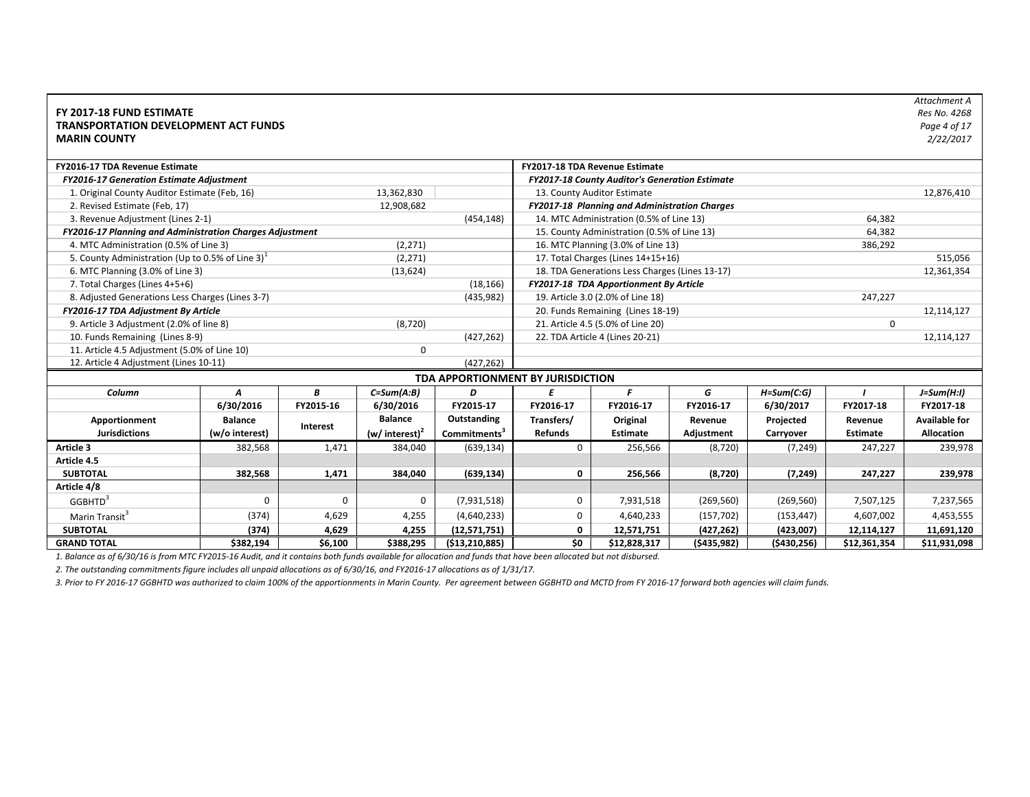Attachment A
Res No. 4268
Page 4 of 17
2/22/2017

**FY 2017-18 FUND ESTIMATE**
**TRANSPORTATION DEVELOPMENT ACT FUNDS**
**MARIN COUNTY**

| FY2016-17 TDA Revenue Estimate | | | FY2017-18 TDA Revenue Estimate | | |
|---|---|---|---|---|---|
| *FY2016-17 Generation Estimate Adjustment* | | | *FY2017-18 County Auditor's Generation Estimate* | | |
| 1. Original County Auditor Estimate (Feb, 16) | 13,362,830 | | 13. County Auditor Estimate | | 12,876,410 |
| 2. Revised Estimate (Feb, 17) | 12,908,682 | | *FY2017-18 Planning and Administration Charges* | | |
| 3. Revenue Adjustment (Lines 2-1) | | (454,148) | 14. MTC Administration (0.5% of Line 13) | 64,382 | |
| *FY2016-17 Planning and Administration Charges Adjustment* | | | 15. County Administration (0.5% of Line 13) | 64,382 | |
| 4. MTC Administration (0.5% of Line 3) | (2,271) | | 16. MTC Planning (3.0% of Line 13) | 386,292 | |
| 5. County Administration (Up to 0.5% of Line 3)[1] | (2,271) | | 17. Total Charges (Lines 14+15+16) | | 515,056 |
| 6. MTC Planning (3.0% of Line 3) | (13,624) | | 18. TDA Generations Less Charges (Lines 13-17) | | 12,361,354 |
| 7. Total Charges (Lines 4+5+6) | | (18,166) | *FY2017-18 TDA Apportionment By Article* | | |
| 8. Adjusted Generations Less Charges (Lines 3-7) | | (435,982) | 19. Article 3.0 (2.0% of Line 18) | 247,227 | |
| *FY2016-17 TDA Adjustment By Article* | | | 20. Funds Remaining (Lines 18-19) | | 12,114,127 |
| 9. Article 3 Adjustment (2.0% of line 8) | (8,720) | | 21. Article 4.5 (5.0% of Line 20) | 0 | |
| 10. Funds Remaining (Lines 8-9) | | (427,262) | 22. TDA Article 4 (Lines 20-21) | | 12,114,127 |
| 11. Article 4.5 Adjustment (5.0% of Line 10) | 0 | | | | |
| 12. Article 4 Adjustment (Lines 10-11) | | (427,262) | | | |

**TDA APPORTIONMENT BY JURISDICTION**

| Column | A | B | C=Sum(A:B) | D | E | F | G | H=Sum(C:G) | I | J=Sum(H:I) |
|---|---|---|---|---|---|---|---|---|---|---|
| | 6/30/2016 | FY2015-16 | 6/30/2016 | FY2015-17 | FY2016-17 | FY2016-17 | FY2016-17 | 6/30/2017 | FY2017-18 | FY2017-18 |
| **Apportionment Jurisdictions** | **Balance (w/o interest)** | **Interest** | **Balance (w/ interest)[2]** | **Outstanding Commitments[3]** | **Transfers/ Refunds** | **Original Estimate** | **Revenue Adjustment** | **Projected Carryover** | **Revenue Estimate** | **Available for Allocation** |
| **Article 3** | 382,568 | 1,471 | 384,040 | (639,134) | 0 | 256,566 | (8,720) | (7,249) | 247,227 | 239,978 |
| **Article 4.5** | | | | | | | | | | |
| **SUBTOTAL** | **382,568** | **1,471** | **384,040** | **(639,134)** | **0** | **256,566** | **(8,720)** | **(7,249)** | **247,227** | **239,978** |
| **Article 4/8** | | | | | | | | | | |
| GGBHTD[3] | 0 | 0 | 0 | (7,931,518) | 0 | 7,931,518 | (269,560) | (269,560) | 7,507,125 | 7,237,565 |
| Marin Transit[3] | (374) | 4,629 | 4,255 | (4,640,233) | 0 | 4,640,233 | (157,702) | (153,447) | 4,607,002 | 4,453,555 |
| **SUBTOTAL** | **(374)** | **4,629** | **4,255** | **(12,571,751)** | **0** | **12,571,751** | **(427,262)** | **(423,007)** | **12,114,127** | **11,691,120** |
| **GRAND TOTAL** | **$382,194** | **$6,100** | **$388,295** | **($13,210,885)** | **$0** | **$12,828,317** | **($435,982)** | **($430,256)** | **$12,361,354** | **$11,931,098** |

*1. Balance as of 6/30/16 is from MTC FY2015-16 Audit, and it contains both funds available for allocation and funds that have been allocated but not disbursed.*

*2. The outstanding commitments figure includes all unpaid allocations as of 6/30/16, and FY2016-17 allocations as of 1/31/17.*

*3. Prior to FY 2016-17 GGBHTD was authorized to claim 100% of the apportionments in Marin County. Per agreement between GGBHTD and MCTD from FY 2016-17 forward both agencies will claim funds.*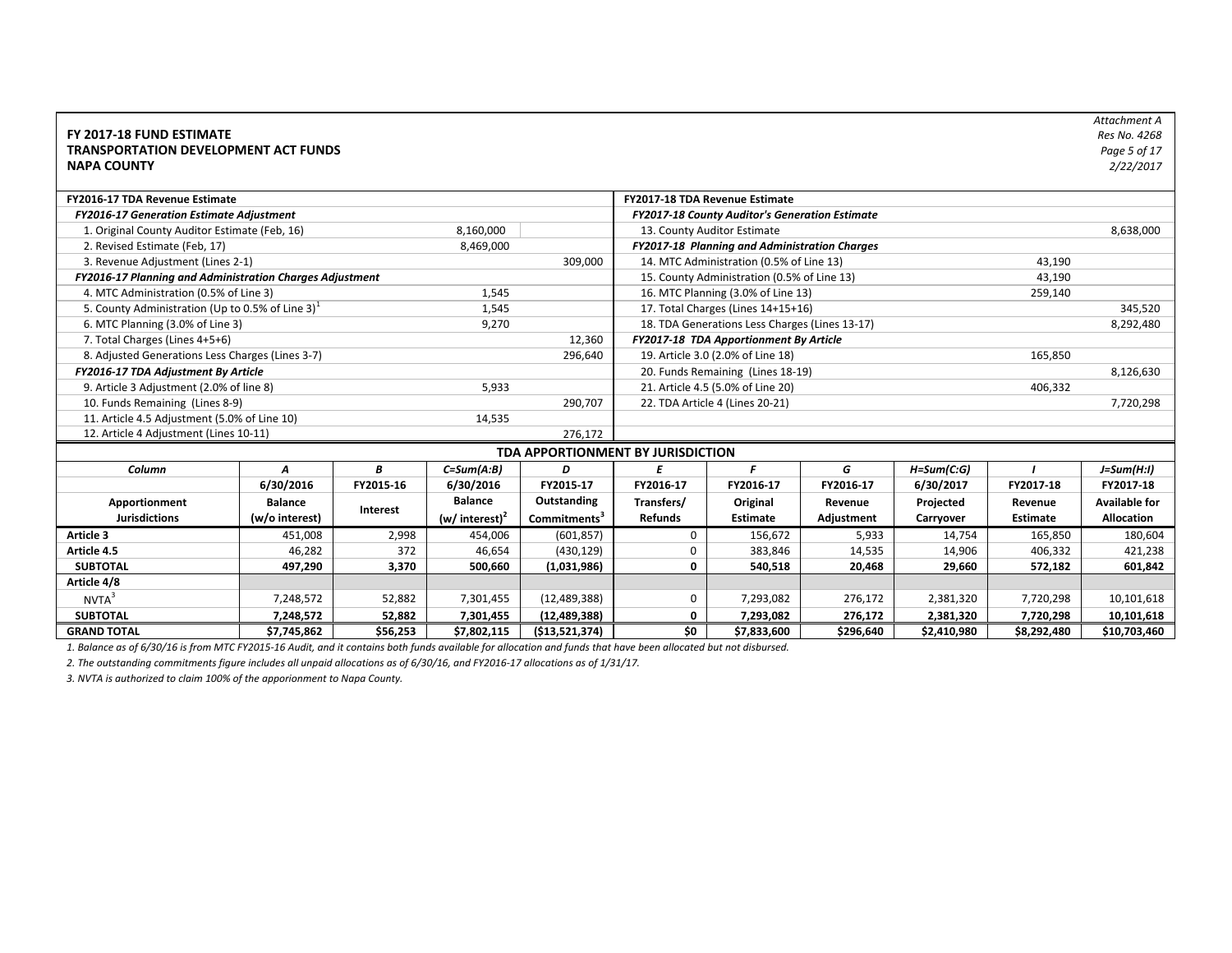Attachment A
Res No. 4268
Page 5 of 17
2/22/2017

**FY 2017-18 FUND ESTIMATE**
**TRANSPORTATION DEVELOPMENT ACT FUNDS**
**NAPA COUNTY**

| FY2016-17 TDA Revenue Estimate | | | FY2017-18 TDA Revenue Estimate | | |
|---|---|---|---|---|---|
| ***FY2016-17 Generation Estimate Adjustment*** | | | ***FY2017-18 County Auditor's Generation Estimate*** | | |
| 1. Original County Auditor Estimate (Feb, 16) | 8,160,000 | | 13. County Auditor Estimate | | 8,638,000 |
| 2. Revised Estimate (Feb, 17) | 8,469,000 | | ***FY2017-18 Planning and Administration Charges*** | | |
| 3. Revenue Adjustment (Lines 2-1) | | 309,000 | 14. MTC Administration (0.5% of Line 13) | 43,190 | |
| ***FY2016-17 Planning and Administration Charges Adjustment*** | | | 15. County Administration (0.5% of Line 13) | 43,190 | |
| 4. MTC Administration (0.5% of Line 3) | 1,545 | | 16. MTC Planning (3.0% of Line 13) | 259,140 | |
| 5. County Administration (Up to 0.5% of Line 3)[1] | 1,545 | | 17. Total Charges (Lines 14+15+16) | | 345,520 |
| 6. MTC Planning (3.0% of Line 3) | 9,270 | | 18. TDA Generations Less Charges (Lines 13-17) | | 8,292,480 |
| 7. Total Charges (Lines 4+5+6) | | 12,360 | ***FY2017-18 TDA Apportionment By Article*** | | |
| 8. Adjusted Generations Less Charges (Lines 3-7) | | 296,640 | 19. Article 3.0 (2.0% of Line 18) | 165,850 | |
| ***FY2016-17 TDA Adjustment By Article*** | | | 20. Funds Remaining (Lines 18-19) | | 8,126,630 |
| 9. Article 3 Adjustment (2.0% of line 8) | 5,933 | | 21. Article 4.5 (5.0% of Line 20) | 406,332 | |
| 10. Funds Remaining (Lines 8-9) | | 290,707 | 22. TDA Article 4 (Lines 20-21) | | 7,720,298 |
| 11. Article 4.5 Adjustment (5.0% of Line 10) | 14,535 | | | | |
| 12. Article 4 Adjustment (Lines 10-11) | | 276,172 | | | |

**TDA APPORTIONMENT BY JURISDICTION**

| Column | A | B | C=Sum(A:B) | D | E | F | G | H=Sum(C:G) | I | J=Sum(H:I) |
|---|---|---|---|---|---|---|---|---|---|---|
| | 6/30/2016 | FY2015-16 | 6/30/2016 | FY2015-17 | FY2016-17 | FY2016-17 | FY2016-17 | 6/30/2017 | FY2017-18 | FY2017-18 |
| Apportionment Jurisdictions | Balance (w/o interest) | Interest | Balance (w/ interest)[2] | Outstanding Commitments[3] | Transfers/ Refunds | Original Estimate | Revenue Adjustment | Projected Carryover | Revenue Estimate | Available for Allocation |
| **Article 3** | 451,008 | 2,998 | 454,006 | (601,857) | 0 | 156,672 | 5,933 | 14,754 | 165,850 | 180,604 |
| **Article 4.5** | 46,282 | 372 | 46,654 | (430,129) | 0 | 383,846 | 14,535 | 14,906 | 406,332 | 421,238 |
| **SUBTOTAL** | **497,290** | **3,370** | **500,660** | **(1,031,986)** | **0** | **540,518** | **20,468** | **29,660** | **572,182** | **601,842** |
| **Article 4/8** | | | | | | | | | | |
| NVTA[3] | 7,248,572 | 52,882 | 7,301,455 | (12,489,388) | 0 | 7,293,082 | 276,172 | 2,381,320 | 7,720,298 | 10,101,618 |
| **SUBTOTAL** | **7,248,572** | **52,882** | **7,301,455** | **(12,489,388)** | **0** | **7,293,082** | **276,172** | **2,381,320** | **7,720,298** | **10,101,618** |
| **GRAND TOTAL** | **$7,745,862** | **$56,253** | **$7,802,115** | **($13,521,374)** | **$0** | **$7,833,600** | **$296,640** | **$2,410,980** | **$8,292,480** | **$10,703,460** |

*1. Balance as of 6/30/16 is from MTC FY2015-16 Audit, and it contains both funds available for allocation and funds that have been allocated but not disbursed.*

*2. The outstanding commitments figure includes all unpaid allocations as of 6/30/16, and FY2016-17 allocations as of 1/31/17.*

*3. NVTA is authorized to claim 100% of the apporionment to Napa County.*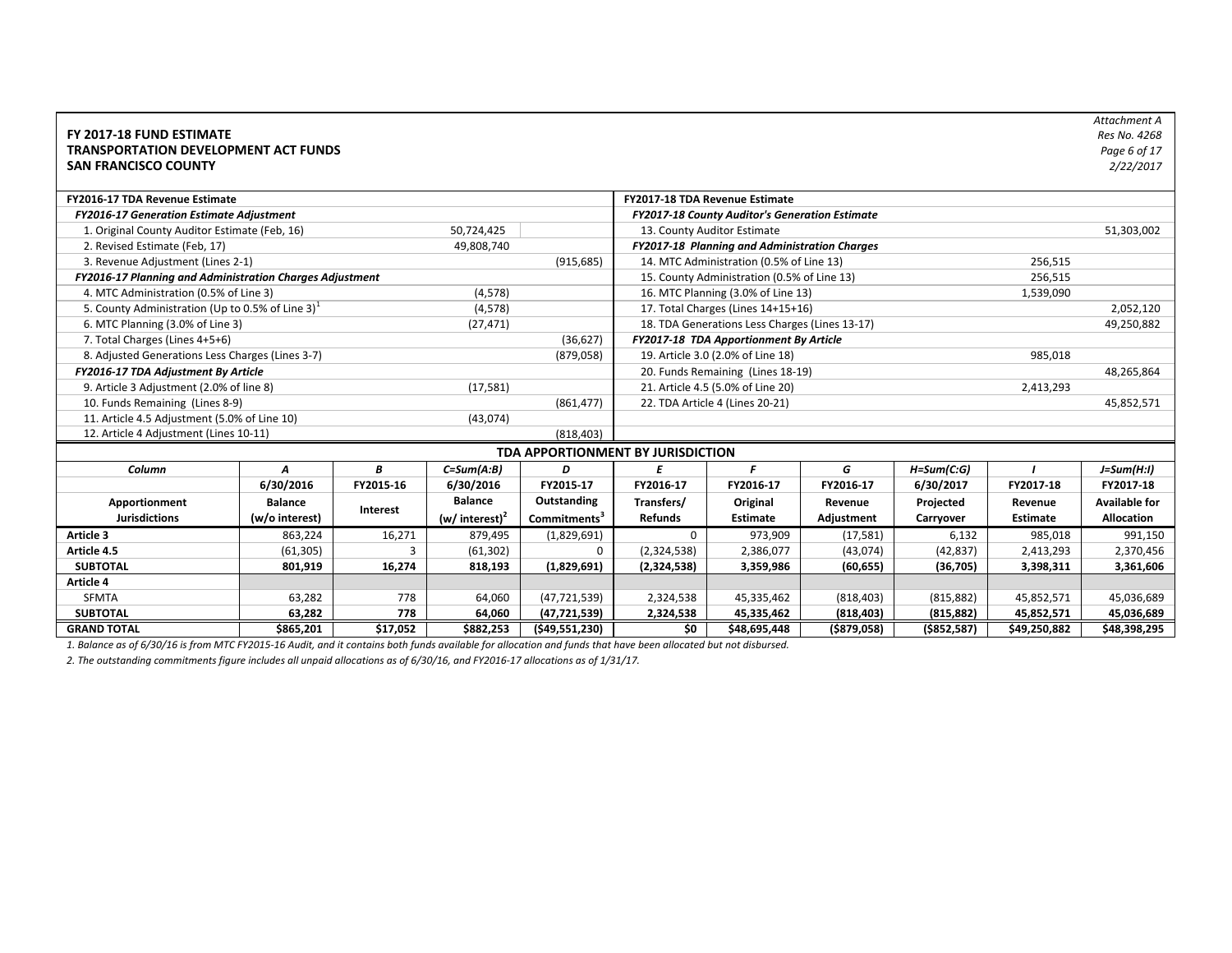Attachment A
Res No. 4268
Page 6 of 17
2/22/2017

**FY 2017-18 FUND ESTIMATE**
**TRANSPORTATION DEVELOPMENT ACT FUNDS**
**SAN FRANCISCO COUNTY**

| **FY2016-17 TDA Revenue Estimate** | | | **FY2017-18 TDA Revenue Estimate** | | |
|---|---|---|---|---|---|
| ***FY2016-17 Generation Estimate Adjustment*** | | | ***FY2017-18 County Auditor's Generation Estimate*** | | |
| 1. Original County Auditor Estimate (Feb, 16) | 50,724,425 | | 13. County Auditor Estimate | | 51,303,002 |
| 2. Revised Estimate (Feb, 17) | 49,808,740 | | ***FY2017-18 Planning and Administration Charges*** | | |
| 3. Revenue Adjustment (Lines 2-1) | | (915,685) | 14. MTC Administration (0.5% of Line 13) | 256,515 | |
| ***FY2016-17 Planning and Administration Charges Adjustment*** | | | 15. County Administration (0.5% of Line 13) | 256,515 | |
| 4. MTC Administration (0.5% of Line 3) | (4,578) | | 16. MTC Planning (3.0% of Line 13) | 1,539,090 | |
| 5. County Administration (Up to 0.5% of Line 3)[1] | (4,578) | | 17. Total Charges (Lines 14+15+16) | | 2,052,120 |
| 6. MTC Planning (3.0% of Line 3) | (27,471) | | 18. TDA Generations Less Charges (Lines 13-17) | | 49,250,882 |
| 7. Total Charges (Lines 4+5+6) | | (36,627) | ***FY2017-18 TDA Apportionment By Article*** | | |
| 8. Adjusted Generations Less Charges (Lines 3-7) | | (879,058) | 19. Article 3.0 (2.0% of Line 18) | 985,018 | |
| ***FY2016-17 TDA Adjustment By Article*** | | | 20. Funds Remaining (Lines 18-19) | | 48,265,864 |
| 9. Article 3 Adjustment (2.0% of line 8) | (17,581) | | 21. Article 4.5 (5.0% of Line 20) | 2,413,293 | |
| 10. Funds Remaining (Lines 8-9) | | (861,477) | 22. TDA Article 4 (Lines 20-21) | | 45,852,571 |
| 11. Article 4.5 Adjustment (5.0% of Line 10) | (43,074) | | | | |
| 12. Article 4 Adjustment (Lines 10-11) | | (818,403) | | | |

**TDA APPORTIONMENT BY JURISDICTION**

| Column | A | B | C=Sum(A:B) | D | E | F | G | H=Sum(C:G) | I | J=Sum(H:I) |
|---|---|---|---|---|---|---|---|---|---|---|
| | 6/30/2016 | FY2015-16 | 6/30/2016 | FY2015-17 | FY2016-17 | FY2016-17 | FY2016-17 | 6/30/2017 | FY2017-18 | FY2017-18 |
| **Apportionment Jurisdictions** | **Balance (w/o interest)** | **Interest** | **Balance (w/ interest)[2]** | **Outstanding Commitments[3]** | **Transfers/ Refunds** | **Original Estimate** | **Revenue Adjustment** | **Projected Carryover** | **Revenue Estimate** | **Available for Allocation** |
| **Article 3** | 863,224 | 16,271 | 879,495 | (1,829,691) | 0 | 973,909 | (17,581) | 6,132 | 985,018 | 991,150 |
| **Article 4.5** | (61,305) | 3 | (61,302) | 0 | (2,324,538) | 2,386,077 | (43,074) | (42,837) | 2,413,293 | 2,370,456 |
| **SUBTOTAL** | **801,919** | **16,274** | **818,193** | **(1,829,691)** | **(2,324,538)** | **3,359,986** | **(60,655)** | **(36,705)** | **3,398,311** | **3,361,606** |
| **Article 4** | | | | | | | | | | |
| SFMTA | 63,282 | 778 | 64,060 | (47,721,539) | 2,324,538 | 45,335,462 | (818,403) | (815,882) | 45,852,571 | 45,036,689 |
| **SUBTOTAL** | **63,282** | **778** | **64,060** | **(47,721,539)** | **2,324,538** | **45,335,462** | **(818,403)** | **(815,882)** | **45,852,571** | **45,036,689** |
| **GRAND TOTAL** | **$865,201** | **$17,052** | **$882,253** | **($49,551,230)** | **$0** | **$48,695,448** | **($879,058)** | **($852,587)** | **$49,250,882** | **$48,398,295** |

*1. Balance as of 6/30/16 is from MTC FY2015-16 Audit, and it contains both funds available for allocation and funds that have been allocated but not disbursed.*

*2. The outstanding commitments figure includes all unpaid allocations as of 6/30/16, and FY2016-17 allocations as of 1/31/17.*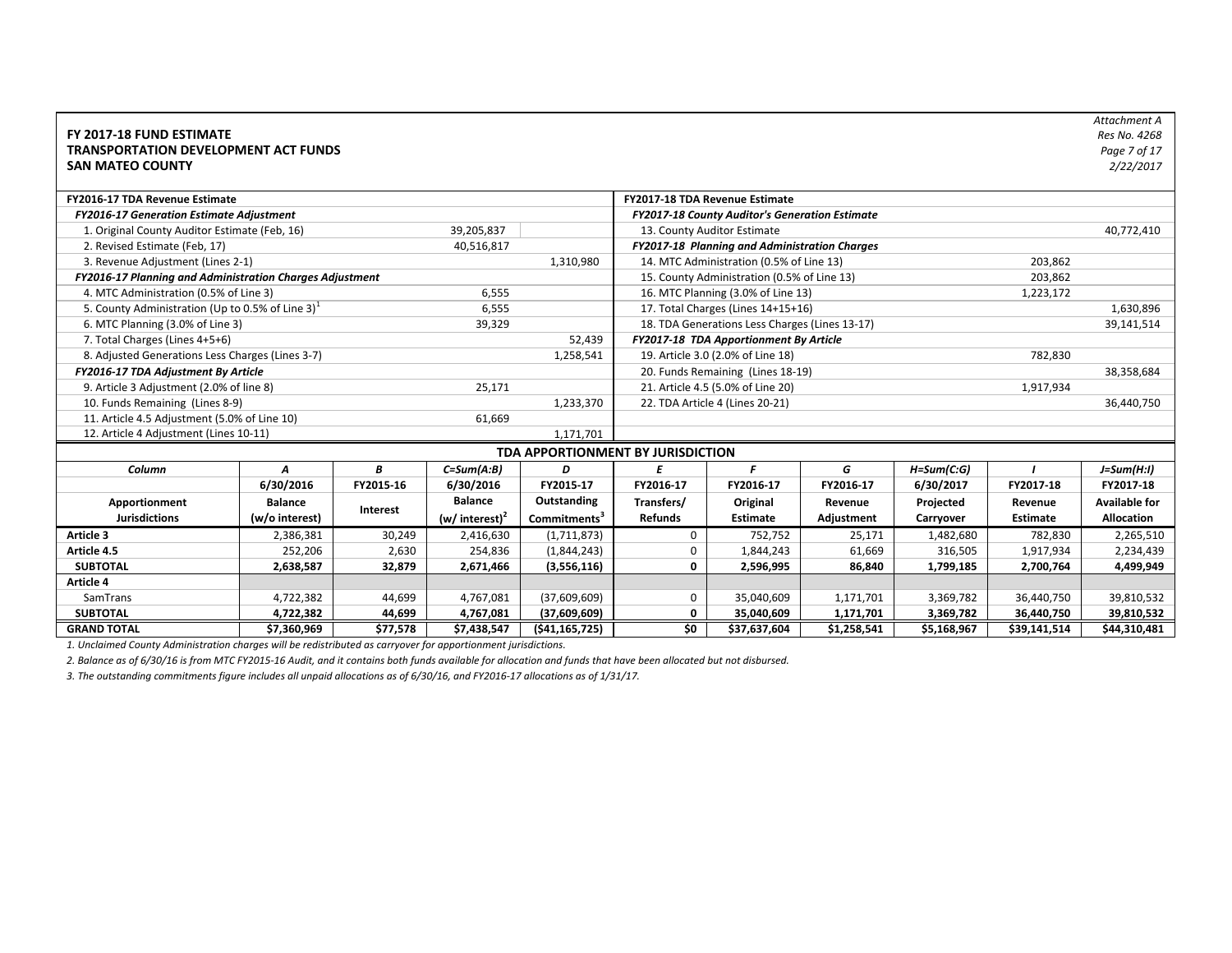Attachment A
Res No. 4268
2/22/2017

**FY 2017-18 FUND ESTIMATE**
**TRANSPORTATION DEVELOPMENT ACT FUNDS**
**SAN MATEO COUNTY**

| **FY2016-17 TDA Revenue Estimate** | | |
|---|---|---|
| ***FY2016-17 Generation Estimate Adjustment*** | | |
| 1. Original County Auditor Estimate (Feb, 16) | 39,205,837 | |
| 2. Revised Estimate (Feb, 17) | 40,516,817 | |
| 3. Revenue Adjustment (Lines 2-1) | | 1,310,980 |
| ***FY2016-17 Planning and Administration Charges Adjustment*** | | |
| 4. MTC Administration (0.5% of Line 3) | 6,555 | |
| 5. County Administration (Up to 0.5% of Line 3)[1] | 6,555 | |
| 6. MTC Planning (3.0% of Line 3) | 39,329 | |
| 7. Total Charges (Lines 4+5+6) | | 52,439 |
| 8. Adjusted Generations Less Charges (Lines 3-7) | | 1,258,541 |
| ***FY2016-17 TDA Adjustment By Article*** | | |
| 9. Article 3 Adjustment (2.0% of line 8) | 25,171 | |
| 10. Funds Remaining (Lines 8-9) | | 1,233,370 |
| 11. Article 4.5 Adjustment (5.0% of Line 10) | 61,669 | |
| 12. Article 4 Adjustment (Lines 10-11) | | 1,171,701 |

| **FY2017-18 TDA Revenue Estimate** | | |
|---|---|---|
| ***FY2017-18 County Auditor's Generation Estimate*** | | |
| 13. County Auditor Estimate | | 40,772,410 |
| ***FY2017-18 Planning and Administration Charges*** | | |
| 14. MTC Administration (0.5% of Line 13) | 203,862 | |
| 15. County Administration (0.5% of Line 13) | 203,862 | |
| 16. MTC Planning (3.0% of Line 13) | 1,223,172 | |
| 17. Total Charges (Lines 14+15+16) | | 1,630,896 |
| 18. TDA Generations Less Charges (Lines 13-17) | | 39,141,514 |
| ***FY2017-18 TDA Apportionment By Article*** | | |
| 19. Article 3.0 (2.0% of Line 18) | 782,830 | |
| 20. Funds Remaining (Lines 18-19) | | 38,358,684 |
| 21. Article 4.5 (5.0% of Line 20) | 1,917,934 | |
| 22. TDA Article 4 (Lines 20-21) | | 36,440,750 |

**TDA APPORTIONMENT BY JURISDICTION**

| *Column* | *A* | *B* | *C=Sum(A:B)* | *D* | *E* | *F* | *G* | *H=Sum(C:G)* | *I* | *J=Sum(H:I)* |
|---|---|---|---|---|---|---|---|---|---|---|
| | 6/30/2016 | FY2015-16 | 6/30/2016 | FY2015-17 | FY2016-17 | FY2016-17 | FY2016-17 | 6/30/2017 | FY2017-18 | FY2017-18 |
| **Apportionment Jurisdictions** | **Balance (w/o interest)** | **Interest** | **Balance (w/ interest)[2]** | **Outstanding Commitments[3]** | **Transfers/ Refunds** | **Original Estimate** | **Revenue Adjustment** | **Projected Carryover** | **Revenue Estimate** | **Available for Allocation** |
| **Article 3** | 2,386,381 | 30,249 | 2,416,630 | (1,711,873) | 0 | 752,752 | 25,171 | 1,482,680 | 782,830 | 2,265,510 |
| **Article 4.5** | 252,206 | 2,630 | 254,836 | (1,844,243) | 0 | 1,844,243 | 61,669 | 316,505 | 1,917,934 | 2,234,439 |
| **SUBTOTAL** | **2,638,587** | **32,879** | **2,671,466** | **(3,556,116)** | **0** | **2,596,995** | **86,840** | **1,799,185** | **2,700,764** | **4,499,949** |
| **Article 4** | | | | | | | | | | |
| SamTrans | 4,722,382 | 44,699 | 4,767,081 | (37,609,609) | 0 | 35,040,609 | 1,171,701 | 3,369,782 | 36,440,750 | 39,810,532 |
| **SUBTOTAL** | **4,722,382** | **44,699** | **4,767,081** | **(37,609,609)** | **0** | **35,040,609** | **1,171,701** | **3,369,782** | **36,440,750** | **39,810,532** |
| **GRAND TOTAL** | **$7,360,969** | **$77,578** | **$7,438,547** | **($41,165,725)** | **$0** | **$37,637,604** | **$1,258,541** | **$5,168,967** | **$39,141,514** | **$44,310,481** |

*1. Unclaimed County Administration charges will be redistributed as carryover for apportionment jurisdictions.*

*2. Balance as of 6/30/16 is from MTC FY2015-16 Audit, and it contains both funds available for allocation and funds that have been allocated but not disbursed.*

*3. The outstanding commitments figure includes all unpaid allocations as of 6/30/16, and FY2016-17 allocations as of 1/31/17.*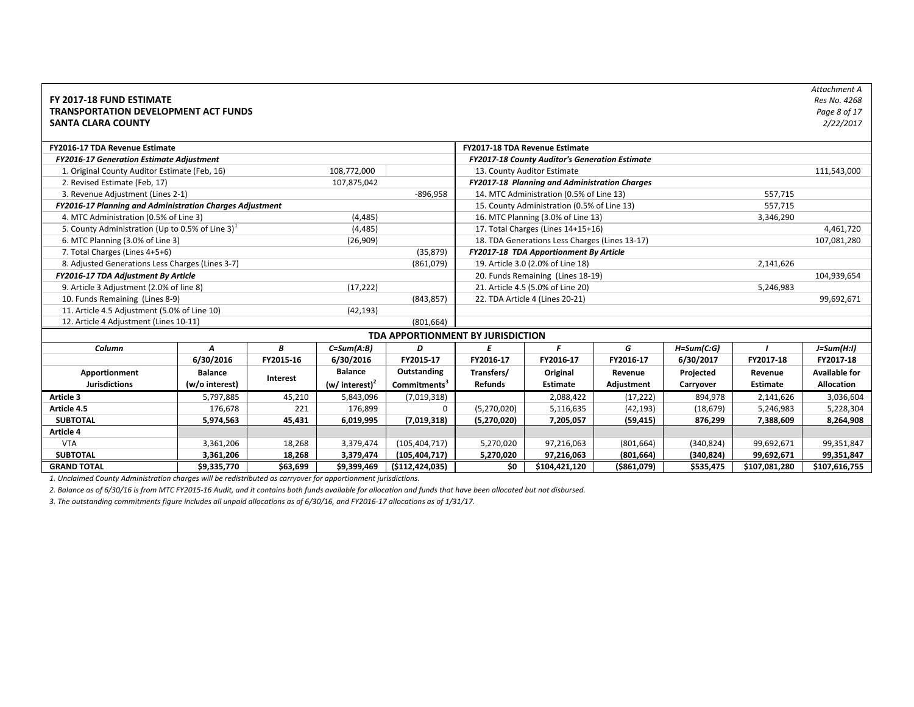Attachment A
Res No. 4268
Page 8 of 17
2/22/2017

**FY 2017-18 FUND ESTIMATE**
**TRANSPORTATION DEVELOPMENT ACT FUNDS**
**SANTA CLARA COUNTY**

| **FY2016-17 TDA Revenue Estimate** | | | **FY2017-18 TDA Revenue Estimate** | | |
|---|---|---|---|---|---|
| ***FY2016-17 Generation Estimate Adjustment*** | | | ***FY2017-18 County Auditor's Generation Estimate*** | | |
| 1. Original County Auditor Estimate (Feb, 16) | 108,772,000 | | 13. County Auditor Estimate | | 111,543,000 |
| 2. Revised Estimate (Feb, 17) | 107,875,042 | | ***FY2017-18 Planning and Administration Charges*** | | |
| 3. Revenue Adjustment (Lines 2-1) | | -896,958 | 14. MTC Administration (0.5% of Line 13) | 557,715 | |
| ***FY2016-17 Planning and Administration Charges Adjustment*** | | | 15. County Administration (0.5% of Line 13) | 557,715 | |
| 4. MTC Administration (0.5% of Line 3) | (4,485) | | 16. MTC Planning (3.0% of Line 13) | 3,346,290 | |
| 5. County Administration (Up to 0.5% of Line 3)[1] | (4,485) | | 17. Total Charges (Lines 14+15+16) | | 4,461,720 |
| 6. MTC Planning (3.0% of Line 3) | (26,909) | | 18. TDA Generations Less Charges (Lines 13-17) | | 107,081,280 |
| 7. Total Charges (Lines 4+5+6) | | (35,879) | ***FY2017-18 TDA Apportionment By Article*** | | |
| 8. Adjusted Generations Less Charges (Lines 3-7) | | (861,079) | 19. Article 3.0 (2.0% of Line 18) | 2,141,626 | |
| ***FY2016-17 TDA Adjustment By Article*** | | | 20. Funds Remaining (Lines 18-19) | | 104,939,654 |
| 9. Article 3 Adjustment (2.0% of line 8) | (17,222) | | 21. Article 4.5 (5.0% of Line 20) | 5,246,983 | |
| 10. Funds Remaining (Lines 8-9) | | (843,857) | 22. TDA Article 4 (Lines 20-21) | | 99,692,671 |
| 11. Article 4.5 Adjustment (5.0% of Line 10) | (42,193) | | | | |
| 12. Article 4 Adjustment (Lines 10-11) | | (801,664) | | | |

**TDA APPORTIONMENT BY JURISDICTION**

| *Column* | *A* | *B* | *C=Sum(A:B)* | *D* | *E* | *F* | *G* | *H=Sum(C:G)* | *I* | *J=Sum(H:I)* |
|---|---|---|---|---|---|---|---|---|---|---|
| | **6/30/2016** | **FY2015-16** | **6/30/2016** | **FY2015-17** | **FY2016-17** | **FY2016-17** | **FY2016-17** | **6/30/2017** | **FY2017-18** | **FY2017-18** |
| **Apportionment Jurisdictions** | **Balance (w/o interest)** | **Interest** | **Balance (w/ interest)[2]** | **Outstanding Commitments[3]** | **Transfers/ Refunds** | **Original Estimate** | **Revenue Adjustment** | **Projected Carryover** | **Revenue Estimate** | **Available for Allocation** |
| **Article 3** | 5,797,885 | 45,210 | 5,843,096 | (7,019,318) | | 2,088,422 | (17,222) | 894,978 | 2,141,626 | 3,036,604 |
| **Article 4.5** | 176,678 | 221 | 176,899 | 0 | (5,270,020) | 5,116,635 | (42,193) | (18,679) | 5,246,983 | 5,228,304 |
| **SUBTOTAL** | **5,974,563** | **45,431** | **6,019,995** | **(7,019,318)** | **(5,270,020)** | **7,205,057** | **(59,415)** | **876,299** | **7,388,609** | **8,264,908** |
| **Article 4** | | | | | | | | | | |
| VTA | 3,361,206 | 18,268 | 3,379,474 | (105,404,717) | 5,270,020 | 97,216,063 | (801,664) | (340,824) | 99,692,671 | 99,351,847 |
| **SUBTOTAL** | **3,361,206** | **18,268** | **3,379,474** | **(105,404,717)** | **5,270,020** | **97,216,063** | **(801,664)** | **(340,824)** | **99,692,671** | **99,351,847** |
| **GRAND TOTAL** | **$9,335,770** | **$63,699** | **$9,399,469** | **($112,424,035)** | **$0** | **$104,421,120** | **($861,079)** | **$535,475** | **$107,081,280** | **$107,616,755** |

*1. Unclaimed County Administration charges will be redistributed as carryover for apportionment jurisdictions.*

*2. Balance as of 6/30/16 is from MTC FY2015-16 Audit, and it contains both funds available for allocation and funds that have been allocated but not disbursed.*

*3. The outstanding commitments figure includes all unpaid allocations as of 6/30/16, and FY2016-17 allocations as of 1/31/17.*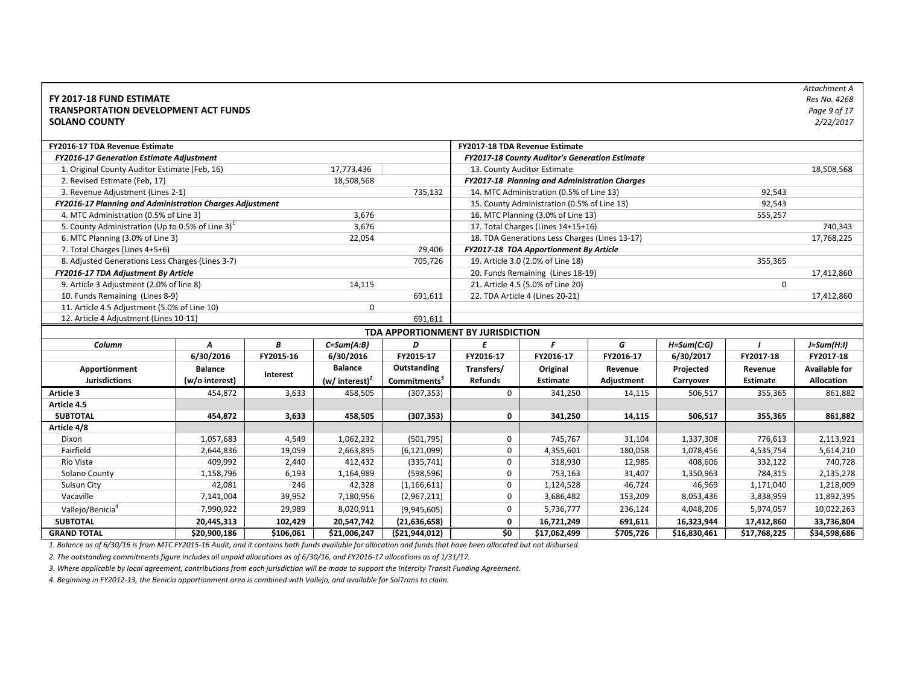Attachment A
Res No. 4268
Page 9 of 17
2/22/2017

**FY 2017-18 FUND ESTIMATE**
**TRANSPORTATION DEVELOPMENT ACT FUNDS**
**SOLANO COUNTY**

| **FY2016-17 TDA Revenue Estimate** | | | **FY2017-18 TDA Revenue Estimate** | | |
|---|---|---|---|---|---|
| ***FY2016-17 Generation Estimate Adjustment*** | | | ***FY2017-18 County Auditor's Generation Estimate*** | | |
| 1. Original County Auditor Estimate (Feb, 16) | 17,773,436 | | 13. County Auditor Estimate | | 18,508,568 |
| 2. Revised Estimate (Feb, 17) | 18,508,568 | | ***FY2017-18 Planning and Administration Charges*** | | |
| 3. Revenue Adjustment (Lines 2-1) | | 735,132 | 14. MTC Administration (0.5% of Line 13) | 92,543 | |
| ***FY2016-17 Planning and Administration Charges Adjustment*** | | | 15. County Administration (0.5% of Line 13) | 92,543 | |
| 4. MTC Administration (0.5% of Line 3) | 3,676 | | 16. MTC Planning (3.0% of Line 13) | 555,257 | |
| 5. County Administration (Up to 0.5% of Line 3)[1] | 3,676 | | 17. Total Charges (Lines 14+15+16) | | 740,343 |
| 6. MTC Planning (3.0% of Line 3) | 22,054 | | 18. TDA Generations Less Charges (Lines 13-17) | | 17,768,225 |
| 7. Total Charges (Lines 4+5+6) | | 29,406 | ***FY2017-18 TDA Apportionment By Article*** | | |
| 8. Adjusted Generations Less Charges (Lines 3-7) | | 705,726 | 19. Article 3.0 (2.0% of Line 18) | 355,365 | |
| ***FY2016-17 TDA Adjustment By Article*** | | | 20. Funds Remaining (Lines 18-19) | | 17,412,860 |
| 9. Article 3 Adjustment (2.0% of line 8) | 14,115 | | 21. Article 4.5 (5.0% of Line 20) | 0 | |
| 10. Funds Remaining (Lines 8-9) | | 691,611 | 22. TDA Article 4 (Lines 20-21) | | 17,412,860 |
| 11. Article 4.5 Adjustment (5.0% of Line 10) | 0 | | | | |
| 12. Article 4 Adjustment (Lines 10-11) | | 691,611 | | | |

**TDA APPORTIONMENT BY JURISDICTION**

| Column | A | B | C=Sum(A:B) | D | E | F | G | H=Sum(C:G) | I | J=Sum(H:I) |
|---|---|---|---|---|---|---|---|---|---|---|
| | 6/30/2016 | FY2015-16 | 6/30/2016 | FY2015-17 | FY2016-17 | FY2016-17 | FY2016-17 | 6/30/2017 | FY2017-18 | FY2017-18 |
| **Apportionment Jurisdictions** | **Balance (w/o interest)** | **Interest** | **Balance (w/ interest)[2]** | **Outstanding Commitments[3]** | **Transfers/ Refunds** | **Original Estimate** | **Revenue Adjustment** | **Projected Carryover** | **Revenue Estimate** | **Available for Allocation** |
| **Article 3** | 454,872 | 3,633 | 458,505 | (307,353) | 0 | 341,250 | 14,115 | 506,517 | 355,365 | 861,882 |
| **Article 4.5** | | | | | | | | | | |
| **SUBTOTAL** | **454,872** | **3,633** | **458,505** | **(307,353)** | **0** | **341,250** | **14,115** | **506,517** | **355,365** | **861,882** |
| **Article 4/8** | | | | | | | | | | |
| Dixon | 1,057,683 | 4,549 | 1,062,232 | (501,795) | 0 | 745,767 | 31,104 | 1,337,308 | 776,613 | 2,113,921 |
| Fairfield | 2,644,836 | 19,059 | 2,663,895 | (6,121,099) | 0 | 4,355,601 | 180,058 | 1,078,456 | 4,535,754 | 5,614,210 |
| Rio Vista | 409,992 | 2,440 | 412,432 | (335,741) | 0 | 318,930 | 12,985 | 408,606 | 332,122 | 740,728 |
| Solano County | 1,158,796 | 6,193 | 1,164,989 | (598,596) | 0 | 753,163 | 31,407 | 1,350,963 | 784,315 | 2,135,278 |
| Suisun City | 42,081 | 246 | 42,328 | (1,166,611) | 0 | 1,124,528 | 46,724 | 46,969 | 1,171,040 | 1,218,009 |
| Vacaville | 7,141,004 | 39,952 | 7,180,956 | (2,967,211) | 0 | 3,686,482 | 153,209 | 8,053,436 | 3,838,959 | 11,892,395 |
| Vallejo/Benicia[4] | 7,990,922 | 29,989 | 8,020,911 | (9,945,605) | 0 | 5,736,777 | 236,124 | 4,048,206 | 5,974,057 | 10,022,263 |
| **SUBTOTAL** | **20,445,313** | **102,429** | **20,547,742** | **(21,636,658)** | **0** | **16,721,249** | **691,611** | **16,323,944** | **17,412,860** | **33,736,804** |
| **GRAND TOTAL** | **$20,900,186** | **$106,061** | **$21,006,247** | **($21,944,012)** | **$0** | **$17,062,499** | **$705,726** | **$16,830,461** | **$17,768,225** | **$34,598,686** |

*1. Balance as of 6/30/16 is from MTC FY2015-16 Audit, and it contains both funds available for allocation and funds that have been allocated but not disbursed.*

*2. The outstanding commitments figure includes all unpaid allocations as of 6/30/16, and FY2016-17 allocations as of 1/31/17.*

*3. Where applicable by local agreement, contributions from each jurisdiction will be made to support the Intercity Transit Funding Agreement.*

*4. Beginning in FY2012-13, the Benicia apportionment area is combined with Vallejo, and available for SolTrans to claim.*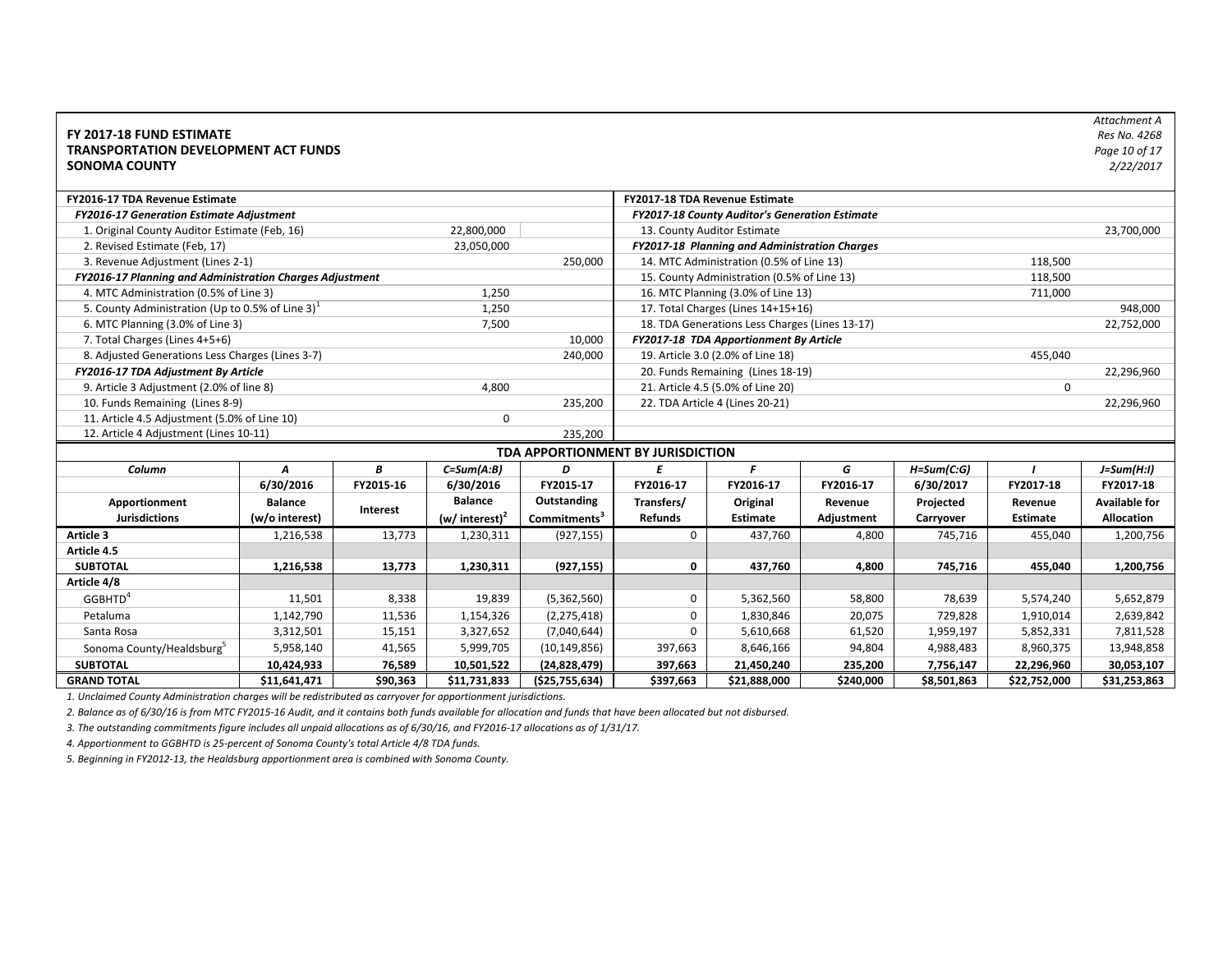Attachment A
Res No. 4268
2/22/2017

**FY 2017-18 FUND ESTIMATE**
**TRANSPORTATION DEVELOPMENT ACT FUNDS**
**SONOMA COUNTY**

| FY2016-17 TDA Revenue Estimate | | | FY2017-18 TDA Revenue Estimate | | |
|---|---|---|---|---|---|
| *FY2016-17 Generation Estimate Adjustment* | | | *FY2017-18 County Auditor's Generation Estimate* | | |
| 1. Original County Auditor Estimate (Feb, 16) | 22,800,000 | | 13. County Auditor Estimate | | 23,700,000 |
| 2. Revised Estimate (Feb, 17) | 23,050,000 | | *FY2017-18 Planning and Administration Charges* | | |
| 3. Revenue Adjustment (Lines 2-1) | | 250,000 | 14. MTC Administration (0.5% of Line 13) | 118,500 | |
| *FY2016-17 Planning and Administration Charges Adjustment* | | | 15. County Administration (0.5% of Line 13) | 118,500 | |
| 4. MTC Administration (0.5% of Line 3) | 1,250 | | 16. MTC Planning (3.0% of Line 13) | 711,000 | |
| 5. County Administration (Up to 0.5% of Line 3)[1] | 1,250 | | 17. Total Charges (Lines 14+15+16) | | 948,000 |
| 6. MTC Planning (3.0% of Line 3) | 7,500 | | 18. TDA Generations Less Charges (Lines 13-17) | | 22,752,000 |
| 7. Total Charges (Lines 4+5+6) | | 10,000 | *FY2017-18 TDA Apportionment By Article* | | |
| 8. Adjusted Generations Less Charges (Lines 3-7) | | 240,000 | 19. Article 3.0 (2.0% of Line 18) | 455,040 | |
| *FY2016-17 TDA Adjustment By Article* | | | 20. Funds Remaining (Lines 18-19) | | 22,296,960 |
| 9. Article 3 Adjustment (2.0% of line 8) | 4,800 | | 21. Article 4.5 (5.0% of Line 20) | 0 | |
| 10. Funds Remaining (Lines 8-9) | | 235,200 | 22. TDA Article 4 (Lines 20-21) | | 22,296,960 |
| 11. Article 4.5 Adjustment (5.0% of Line 10) | 0 | | | | |
| 12. Article 4 Adjustment (Lines 10-11) | | 235,200 | | | |

**TDA APPORTIONMENT BY JURISDICTION**

| Column | A | B | C=Sum(A:B) | D | E | F | G | H=Sum(C:G) | I | J=Sum(H:I) |
|---|---|---|---|---|---|---|---|---|---|---|
| | 6/30/2016 | FY2015-16 | 6/30/2016 | FY2015-17 | FY2016-17 | FY2016-17 | FY2016-17 | 6/30/2017 | FY2017-18 | FY2017-18 |
| Apportionment Jurisdictions | Balance (w/o interest) | Interest | Balance (w/ interest)[2] | Outstanding Commitments[3] | Transfers/ Refunds | Original Estimate | Revenue Adjustment | Projected Carryover | Revenue Estimate | Available for Allocation |
| **Article 3** | 1,216,538 | 13,773 | 1,230,311 | (927,155) | 0 | 437,760 | 4,800 | 745,716 | 455,040 | 1,200,756 |
| **Article 4.5** | | | | | | | | | | |
| **SUBTOTAL** | **1,216,538** | **13,773** | **1,230,311** | **(927,155)** | **0** | **437,760** | **4,800** | **745,716** | **455,040** | **1,200,756** |
| **Article 4/8** | | | | | | | | | | |
| GGBHTD[4] | 11,501 | 8,338 | 19,839 | (5,362,560) | 0 | 5,362,560 | 58,800 | 78,639 | 5,574,240 | 5,652,879 |
| Petaluma | 1,142,790 | 11,536 | 1,154,326 | (2,275,418) | 0 | 1,830,846 | 20,075 | 729,828 | 1,910,014 | 2,639,842 |
| Santa Rosa | 3,312,501 | 15,151 | 3,327,652 | (7,040,644) | 0 | 5,610,668 | 61,520 | 1,959,197 | 5,852,331 | 7,811,528 |
| Sonoma County/Healdsburg[5] | 5,958,140 | 41,565 | 5,999,705 | (10,149,856) | 397,663 | 8,646,166 | 94,804 | 4,988,483 | 8,960,375 | 13,948,858 |
| **SUBTOTAL** | **10,424,933** | **76,589** | **10,501,522** | **(24,828,479)** | **397,663** | **21,450,240** | **235,200** | **7,756,147** | **22,296,960** | **30,053,107** |
| **GRAND TOTAL** | **$11,641,471** | **$90,363** | **$11,731,833** | **($25,755,634)** | **$397,663** | **$21,888,000** | **$240,000** | **$8,501,863** | **$22,752,000** | **$31,253,863** |

*1. Unclaimed County Administration charges will be redistributed as carryover for apportionment jurisdictions.*

*2. Balance as of 6/30/16 is from MTC FY2015-16 Audit, and it contains both funds available for allocation and funds that have been allocated but not disbursed.*

*3. The outstanding commitments figure includes all unpaid allocations as of 6/30/16, and FY2016-17 allocations as of 1/31/17.*

*4. Apportionment to GGBHTD is 25-percent of Sonoma County's total Article 4/8 TDA funds.*

*5. Beginning in FY2012-13, the Healdsburg apportionment area is combined with Sonoma County.*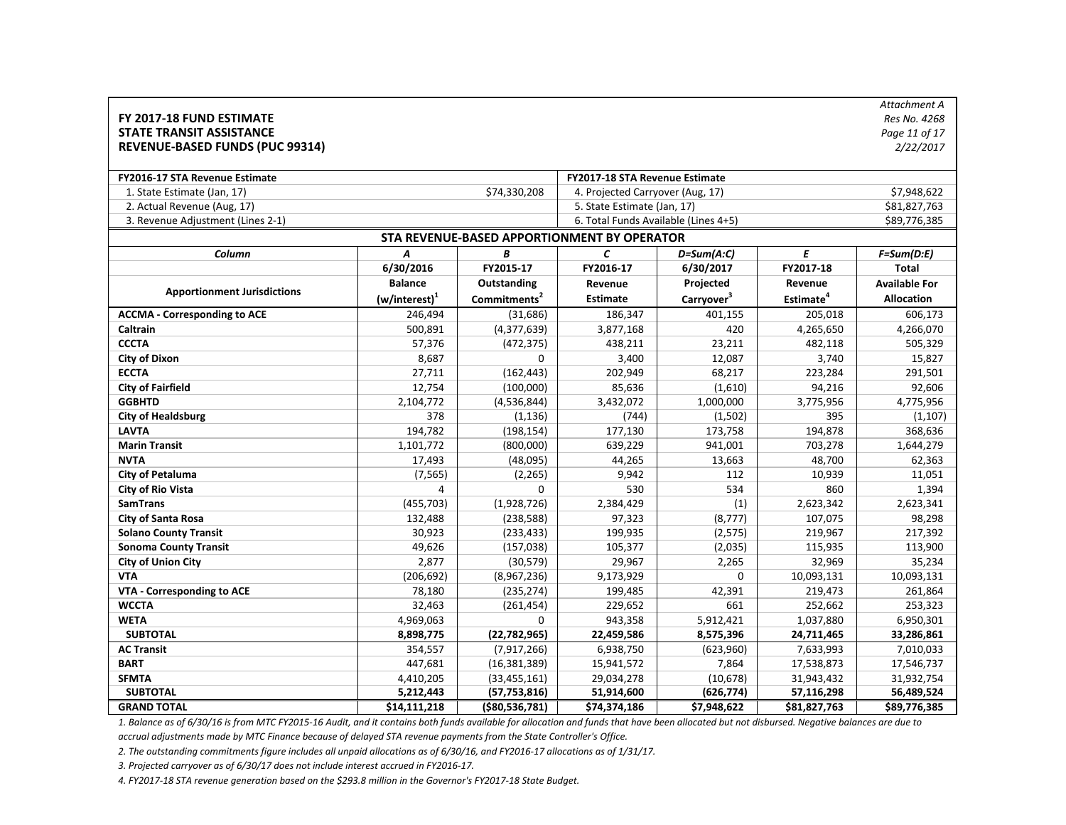Attachment A
Res No. 4268
Page 11 of 17
2/22/2017

**FY 2017-18 FUND ESTIMATE**
**STATE TRANSIT ASSISTANCE**
**REVENUE-BASED FUNDS (PUC 99314)**

| FY2016-17 STA Revenue Estimate | | FY2017-18 STA Revenue Estimate | |
|---|---|---|---|
| 1. State Estimate (Jan, 17) | $74,330,208 | 4. Projected Carryover (Aug, 17) | $7,948,622 |
| 2. Actual Revenue (Aug, 17) | | 5. State Estimate (Jan, 17) | $81,827,763 |
| 3. Revenue Adjustment (Lines 2-1) | | 6. Total Funds Available (Lines 4+5) | $89,776,385 |

**STA REVENUE-BASED APPORTIONMENT BY OPERATOR**

| *Column* | *A* | *B* | *C* | *D=Sum(A:C)* | *E* | *F=Sum(D:E)* |
|---|---|---|---|---|---|---|
| **Apportionment Jurisdictions** | **6/30/2016 Balance (w/interest)[1]** | **FY2015-17 Outstanding Commitments[2]** | **FY2016-17 Revenue Estimate** | **6/30/2017 Projected Carryover[3]** | **FY2017-18 Revenue Estimate[4]** | **Total Available For Allocation** |
| **ACCMA - Corresponding to ACE** | 246,494 | (31,686) | 186,347 | 401,155 | 205,018 | 606,173 |
| **Caltrain** | 500,891 | (4,377,639) | 3,877,168 | 420 | 4,265,650 | 4,266,070 |
| **CCCTA** | 57,376 | (472,375) | 438,211 | 23,211 | 482,118 | 505,329 |
| **City of Dixon** | 8,687 | 0 | 3,400 | 12,087 | 3,740 | 15,827 |
| **ECCTA** | 27,711 | (162,443) | 202,949 | 68,217 | 223,284 | 291,501 |
| **City of Fairfield** | 12,754 | (100,000) | 85,636 | (1,610) | 94,216 | 92,606 |
| **GGBHTD** | 2,104,772 | (4,536,844) | 3,432,072 | 1,000,000 | 3,775,956 | 4,775,956 |
| **City of Healdsburg** | 378 | (1,136) | (744) | (1,502) | 395 | (1,107) |
| **LAVTA** | 194,782 | (198,154) | 177,130 | 173,758 | 194,878 | 368,636 |
| **Marin Transit** | 1,101,772 | (800,000) | 639,229 | 941,001 | 703,278 | 1,644,279 |
| **NVTA** | 17,493 | (48,095) | 44,265 | 13,663 | 48,700 | 62,363 |
| **City of Petaluma** | (7,565) | (2,265) | 9,942 | 112 | 10,939 | 11,051 |
| **City of Rio Vista** | 4 | 0 | 530 | 534 | 860 | 1,394 |
| **SamTrans** | (455,703) | (1,928,726) | 2,384,429 | (1) | 2,623,342 | 2,623,341 |
| **City of Santa Rosa** | 132,488 | (238,588) | 97,323 | (8,777) | 107,075 | 98,298 |
| **Solano County Transit** | 30,923 | (233,433) | 199,935 | (2,575) | 219,967 | 217,392 |
| **Sonoma County Transit** | 49,626 | (157,038) | 105,377 | (2,035) | 115,935 | 113,900 |
| **City of Union City** | 2,877 | (30,579) | 29,967 | 2,265 | 32,969 | 35,234 |
| **VTA** | (206,692) | (8,967,236) | 9,173,929 | 0 | 10,093,131 | 10,093,131 |
| **VTA - Corresponding to ACE** | 78,180 | (235,274) | 199,485 | 42,391 | 219,473 | 261,864 |
| **WCCTA** | 32,463 | (261,454) | 229,652 | 661 | 252,662 | 253,323 |
| **WETA** | 4,969,063 | 0 | 943,358 | 5,912,421 | 1,037,880 | 6,950,301 |
| **SUBTOTAL** | **8,898,775** | **(22,782,965)** | **22,459,586** | **8,575,396** | **24,711,465** | **33,286,861** |
| **AC Transit** | 354,557 | (7,917,266) | 6,938,750 | (623,960) | 7,633,993 | 7,010,033 |
| **BART** | 447,681 | (16,381,389) | 15,941,572 | 7,864 | 17,538,873 | 17,546,737 |
| **SFMTA** | 4,410,205 | (33,455,161) | 29,034,278 | (10,678) | 31,943,432 | 31,932,754 |
| **SUBTOTAL** | **5,212,443** | **(57,753,816)** | **51,914,600** | **(626,774)** | **57,116,298** | **56,489,524** |
| **GRAND TOTAL** | **$14,111,218** | **($80,536,781)** | **$74,374,186** | **$7,948,622** | **$81,827,763** | **$89,776,385** |

*1. Balance as of 6/30/16 is from MTC FY2015-16 Audit, and it contains both funds available for allocation and funds that have been allocated but not disbursed. Negative balances are due to accrual adjustments made by MTC Finance because of delayed STA revenue payments from the State Controller's Office.*

*2. The outstanding commitments figure includes all unpaid allocations as of 6/30/16, and FY2016-17 allocations as of 1/31/17.*

*3. Projected carryover as of 6/30/17 does not include interest accrued in FY2016-17.*

*4. FY2017-18 STA revenue generation based on the $293.8 million in the Governor's FY2017-18 State Budget.*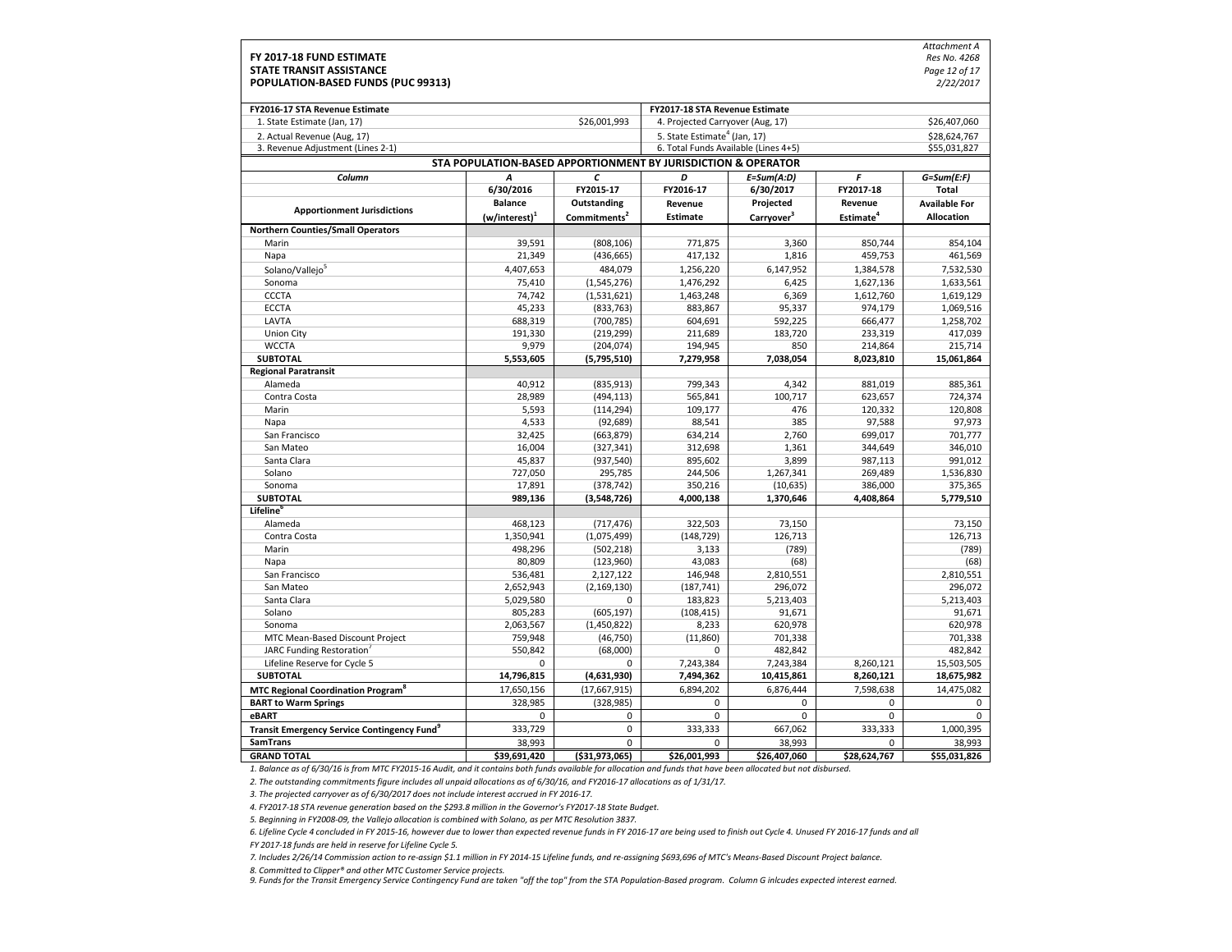Attachment A
Res No. 4268
Page 12 of 17
2/22/2017

**FY 2017-18 FUND ESTIMATE**
**STATE TRANSIT ASSISTANCE**
**POPULATION-BASED FUNDS (PUC 99313)**

| FY2016-17 STA Revenue Estimate | | FY2017-18 STA Revenue Estimate | |
|---|---|---|---|
| 1. State Estimate (Jan, 17) | $26,001,993 | 4. Projected Carryover (Aug, 17) | $26,407,060 |
| 2. Actual Revenue (Aug, 17) | | 5. State Estimate[4] (Jan, 17) | $28,624,767 |
| 3. Revenue Adjustment (Lines 2-1) | | 6. Total Funds Available (Lines 4+5) | $55,031,827 |

**STA POPULATION-BASED APPORTIONMENT BY JURISDICTION & OPERATOR**

| Column | A | C | D | E=Sum(A:D) | F | G=Sum(E:F) |
|---|---|---|---|---|---|---|
| | 6/30/2016 | FY2015-17 | FY2016-17 | 6/30/2017 | FY2017-18 | Total |
| Apportionment Jurisdictions | Balance (w/interest)[1] | Outstanding Commitments[2] | Revenue Estimate | Projected Carryover[3] | Revenue Estimate[4] | Available For Allocation |
| **Northern Counties/Small Operators** | | | | | | |
| Marin | 39,591 | (808,106) | 771,875 | 3,360 | 850,744 | 854,104 |
| Napa | 21,349 | (436,665) | 417,132 | 1,816 | 459,753 | 461,569 |
| Solano/Vallejo[5] | 4,407,653 | 484,079 | 1,256,220 | 6,147,952 | 1,384,578 | 7,532,530 |
| Sonoma | 75,410 | (1,545,276) | 1,476,292 | 6,425 | 1,627,136 | 1,633,561 |
| CCCTA | 74,742 | (1,531,621) | 1,463,248 | 6,369 | 1,612,760 | 1,619,129 |
| ECCTA | 45,233 | (833,763) | 883,867 | 95,337 | 974,179 | 1,069,516 |
| LAVTA | 688,319 | (700,785) | 604,691 | 592,225 | 666,477 | 1,258,702 |
| Union City | 191,330 | (219,299) | 211,689 | 183,720 | 233,319 | 417,039 |
| WCCTA | 9,979 | (204,074) | 194,945 | 850 | 214,864 | 215,714 |
| **SUBTOTAL** | **5,553,605** | **(5,795,510)** | **7,279,958** | **7,038,054** | **8,023,810** | **15,061,864** |
| **Regional Paratransit** | | | | | | |
| Alameda | 40,912 | (835,913) | 799,343 | 4,342 | 881,019 | 885,361 |
| Contra Costa | 28,989 | (494,113) | 565,841 | 100,717 | 623,657 | 724,374 |
| Marin | 5,593 | (114,294) | 109,177 | 476 | 120,332 | 120,808 |
| Napa | 4,533 | (92,689) | 88,541 | 385 | 97,588 | 97,973 |
| San Francisco | 32,425 | (663,879) | 634,214 | 2,760 | 699,017 | 701,777 |
| San Mateo | 16,004 | (327,341) | 312,698 | 1,361 | 344,649 | 346,010 |
| Santa Clara | 45,837 | (937,540) | 895,602 | 3,899 | 987,113 | 991,012 |
| Solano | 727,050 | 295,785 | 244,506 | 1,267,341 | 269,489 | 1,536,830 |
| Sonoma | 17,891 | (378,742) | 350,216 | (10,635) | 386,000 | 375,365 |
| **SUBTOTAL** | **989,136** | **(3,548,726)** | **4,000,138** | **1,370,646** | **4,408,864** | **5,779,510** |
| **Lifeline[6]** | | | | | | |
| Alameda | 468,123 | (717,476) | 322,503 | 73,150 | | 73,150 |
| Contra Costa | 1,350,941 | (1,075,499) | (148,729) | 126,713 | | 126,713 |
| Marin | 498,296 | (502,218) | 3,133 | (789) | | (789) |
| Napa | 80,809 | (123,960) | 43,083 | (68) | | (68) |
| San Francisco | 536,481 | 2,127,122 | 146,948 | 2,810,551 | | 2,810,551 |
| San Mateo | 2,652,943 | (2,169,130) | (187,741) | 296,072 | | 296,072 |
| Santa Clara | 5,029,580 | 0 | 183,823 | 5,213,403 | | 5,213,403 |
| Solano | 805,283 | (605,197) | (108,415) | 91,671 | | 91,671 |
| Sonoma | 2,063,567 | (1,450,822) | 8,233 | 620,978 | | 620,978 |
| MTC Mean-Based Discount Project | 759,948 | (46,750) | (11,860) | 701,338 | | 701,338 |
| JARC Funding Restoration[7] | 550,842 | (68,000) | 0 | 482,842 | | 482,842 |
| Lifeline Reserve for Cycle 5 | 0 | 0 | 7,243,384 | 7,243,384 | 8,260,121 | 15,503,505 |
| **SUBTOTAL** | **14,796,815** | **(4,631,930)** | **7,494,362** | **10,415,861** | **8,260,121** | **18,675,982** |
| **MTC Regional Coordination Program[8]** | 17,650,156 | (17,667,915) | 6,894,202 | 6,876,444 | 7,598,638 | 14,475,082 |
| **BART to Warm Springs** | 328,985 | (328,985) | 0 | 0 | 0 | 0 |
| **eBART** | 0 | 0 | 0 | 0 | 0 | 0 |
| **Transit Emergency Service Contingency Fund[9]** | 333,729 | 0 | 333,333 | 667,062 | 333,333 | 1,000,395 |
| **SamTrans** | 38,993 | 0 | 0 | 38,993 | 0 | 38,993 |
| **GRAND TOTAL** | **$39,691,420** | **($31,973,065)** | **$26,001,993** | **$26,407,060** | **$28,624,767** | **$55,031,826** |

*1. Balance as of 6/30/16 is from MTC FY2015-16 Audit, and it contains both funds available for allocation and funds that have been allocated but not disbursed.*

*2. The outstanding commitments figure includes all unpaid allocations as of 6/30/16, and FY2016-17 allocations as of 1/31/17.*

*3. The projected carryover as of 6/30/2017 does not include interest accrued in FY 2016-17.*

*4. FY2017-18 STA revenue generation based on the $293.8 million in the Governor's FY2017-18 State Budget.*

*5. Beginning in FY2008-09, the Vallejo allocation is combined with Solano, as per MTC Resolution 3837.*

*6. Lifeline Cycle 4 concluded in FY 2015-16, however due to lower than expected revenue funds in FY 2016-17 are being used to finish out Cycle 4. Unused FY 2016-17 funds and all FY 2017-18 funds are held in reserve for Lifeline Cycle 5.*

*7. Includes 2/26/14 Commission action to re-assign $1.1 million in FY 2014-15 Lifeline funds, and re-assigning $693,696 of MTC's Means-Based Discount Project balance.*

*8. Committed to Clipper® and other MTC Customer Service projects.*

*9. Funds for the Transit Emergency Service Contingency Fund are taken "off the top" from the STA Population-Based program. Column G inlcudes expected interest earned.*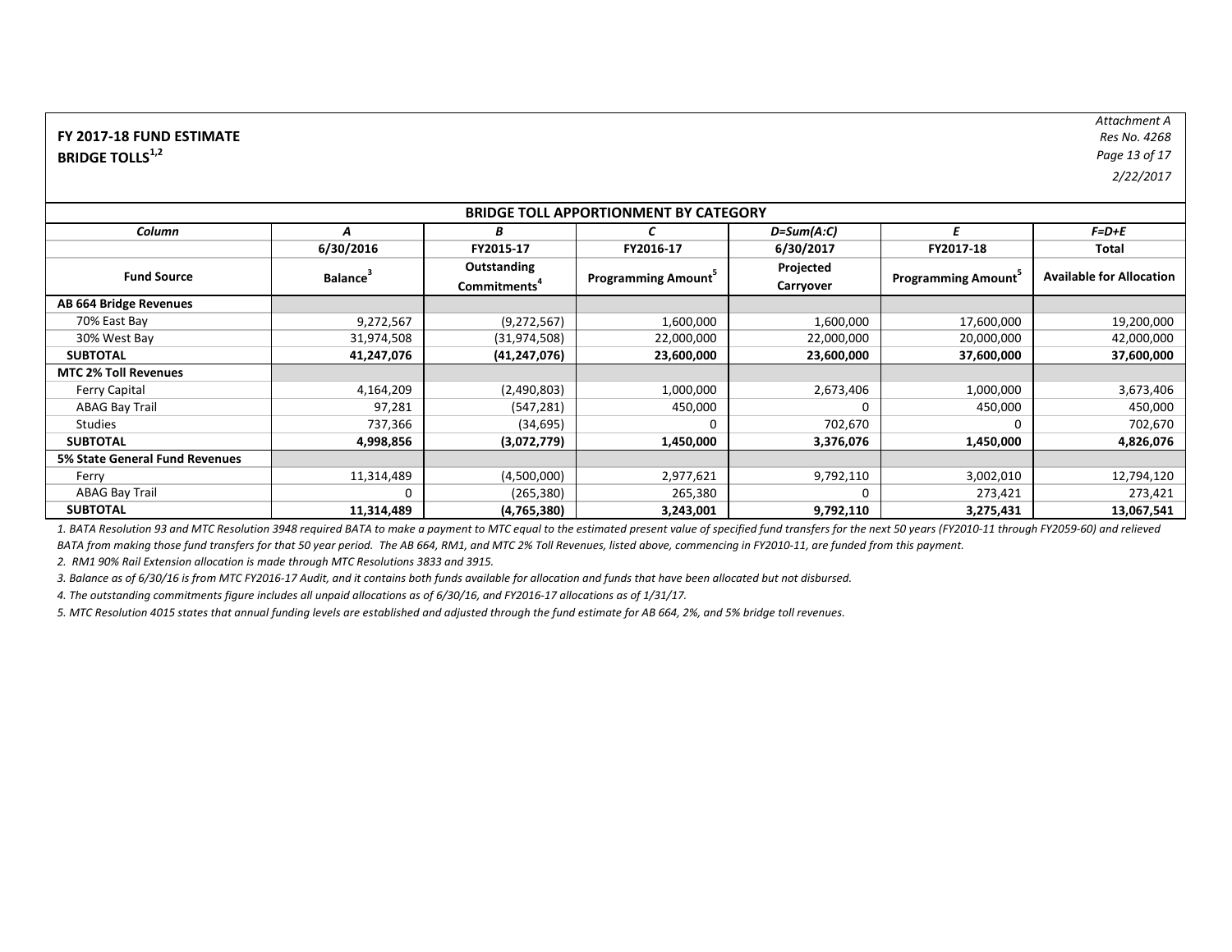Attachment A
Res No. 4268
2/22/2017

**FY 2017-18 FUND ESTIMATE**
**BRIDGE TOLLS[1,2]**

| BRIDGE TOLL APPORTIONMENT BY CATEGORY | | | | | | |
|---|---|---|---|---|---|---|
| **Column** | **A** | **B** | **C** | **D=Sum(A:C)** | **E** | **F=D+E** |
| | **6/30/2016** | **FY2015-17** | **FY2016-17** | **6/30/2017** | **FY2017-18** | **Total** |
| **Fund Source** | **Balance[3]** | **Outstanding Commitments[4]** | **Programming Amount[5]** | **Projected Carryover** | **Programming Amount[5]** | **Available for Allocation** |
| **AB 664 Bridge Revenues** | | | | | | |
| 70% East Bay | 9,272,567 | (9,272,567) | 1,600,000 | 1,600,000 | 17,600,000 | 19,200,000 |
| 30% West Bay | 31,974,508 | (31,974,508) | 22,000,000 | 22,000,000 | 20,000,000 | 42,000,000 |
| **SUBTOTAL** | **41,247,076** | **(41,247,076)** | **23,600,000** | **23,600,000** | **37,600,000** | **37,600,000** |
| **MTC 2% Toll Revenues** | | | | | | |
| Ferry Capital | 4,164,209 | (2,490,803) | 1,000,000 | 2,673,406 | 1,000,000 | 3,673,406 |
| ABAG Bay Trail | 97,281 | (547,281) | 450,000 | 0 | 450,000 | 450,000 |
| Studies | 737,366 | (34,695) | 0 | 702,670 | 0 | 702,670 |
| **SUBTOTAL** | **4,998,856** | **(3,072,779)** | **1,450,000** | **3,376,076** | **1,450,000** | **4,826,076** |
| **5% State General Fund Revenues** | | | | | | |
| Ferry | 11,314,489 | (4,500,000) | 2,977,621 | 9,792,110 | 3,002,010 | 12,794,120 |
| ABAG Bay Trail | 0 | (265,380) | 265,380 | 0 | 273,421 | 273,421 |
| **SUBTOTAL** | **11,314,489** | **(4,765,380)** | **3,243,001** | **9,792,110** | **3,275,431** | **13,067,541** |

*1. BATA Resolution 93 and MTC Resolution 3948 required BATA to make a payment to MTC equal to the estimated present value of specified fund transfers for the next 50 years (FY2010-11 through FY2059-60) and relieved BATA from making those fund transfers for that 50 year period. The AB 664, RM1, and MTC 2% Toll Revenues, listed above, commencing in FY2010-11, are funded from this payment.*

*2. RM1 90% Rail Extension allocation is made through MTC Resolutions 3833 and 3915.*

*3. Balance as of 6/30/16 is from MTC FY2016-17 Audit, and it contains both funds available for allocation and funds that have been allocated but not disbursed.*

*4. The outstanding commitments figure includes all unpaid allocations as of 6/30/16, and FY2016-17 allocations as of 1/31/17.*

*5. MTC Resolution 4015 states that annual funding levels are established and adjusted through the fund estimate for AB 664, 2%, and 5% bridge toll revenues.*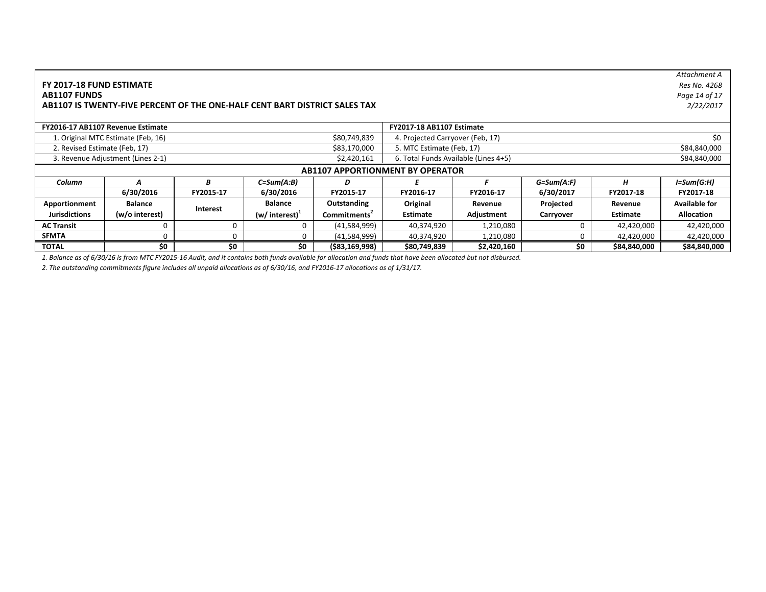Attachment A
Res No. 4268
2/22/2017

**FY 2017-18 FUND ESTIMATE**
**AB1107 FUNDS**
**AB1107 IS TWENTY-FIVE PERCENT OF THE ONE-HALF CENT BART DISTRICT SALES TAX**

| FY2016-17 AB1107 Revenue Estimate | | FY2017-18 AB1107 Estimate | |
|---|---|---|---|
| 1. Original MTC Estimate (Feb, 16) | $80,749,839 | 4. Projected Carryover (Feb, 17) | $0 |
| 2. Revised Estimate (Feb, 17) | $83,170,000 | 5. MTC Estimate (Feb, 17) | $84,840,000 |
| 3. Revenue Adjustment (Lines 2-1) | $2,420,161 | 6. Total Funds Available (Lines 4+5) | $84,840,000 |

**AB1107 APPORTIONMENT BY OPERATOR**

| Column | A | B | C=Sum(A:B) | D | E | F | G=Sum(A:F) | H | I=Sum(G:H) |
|---|---|---|---|---|---|---|---|---|---|
| | 6/30/2016 | FY2015-17 | 6/30/2016 | FY2015-17 | FY2016-17 | FY2016-17 | 6/30/2017 | FY2017-18 | FY2017-18 |
| Apportionment Jurisdictions | Balance (w/o interest) | Interest | Balance (w/ interest)[1] | Outstanding Commitments[2] | Original Estimate | Revenue Adjustment | Projected Carryover | Revenue Estimate | Available for Allocation |
| **AC Transit** | 0 | 0 | 0 | (41,584,999) | 40,374,920 | 1,210,080 | 0 | 42,420,000 | 42,420,000 |
| **SFMTA** | 0 | 0 | 0 | (41,584,999) | 40,374,920 | 1,210,080 | 0 | 42,420,000 | 42,420,000 |
| **TOTAL** | **$0** | **$0** | **$0** | **($83,169,998)** | **$80,749,839** | **$2,420,160** | **$0** | **$84,840,000** | **$84,840,000** |

*1. Balance as of 6/30/16 is from MTC FY2015-16 Audit, and it contains both funds available for allocation and funds that have been allocated but not disbursed.*

*2. The outstanding commitments figure includes all unpaid allocations as of 6/30/16, and FY2016-17 allocations as of 1/31/17.*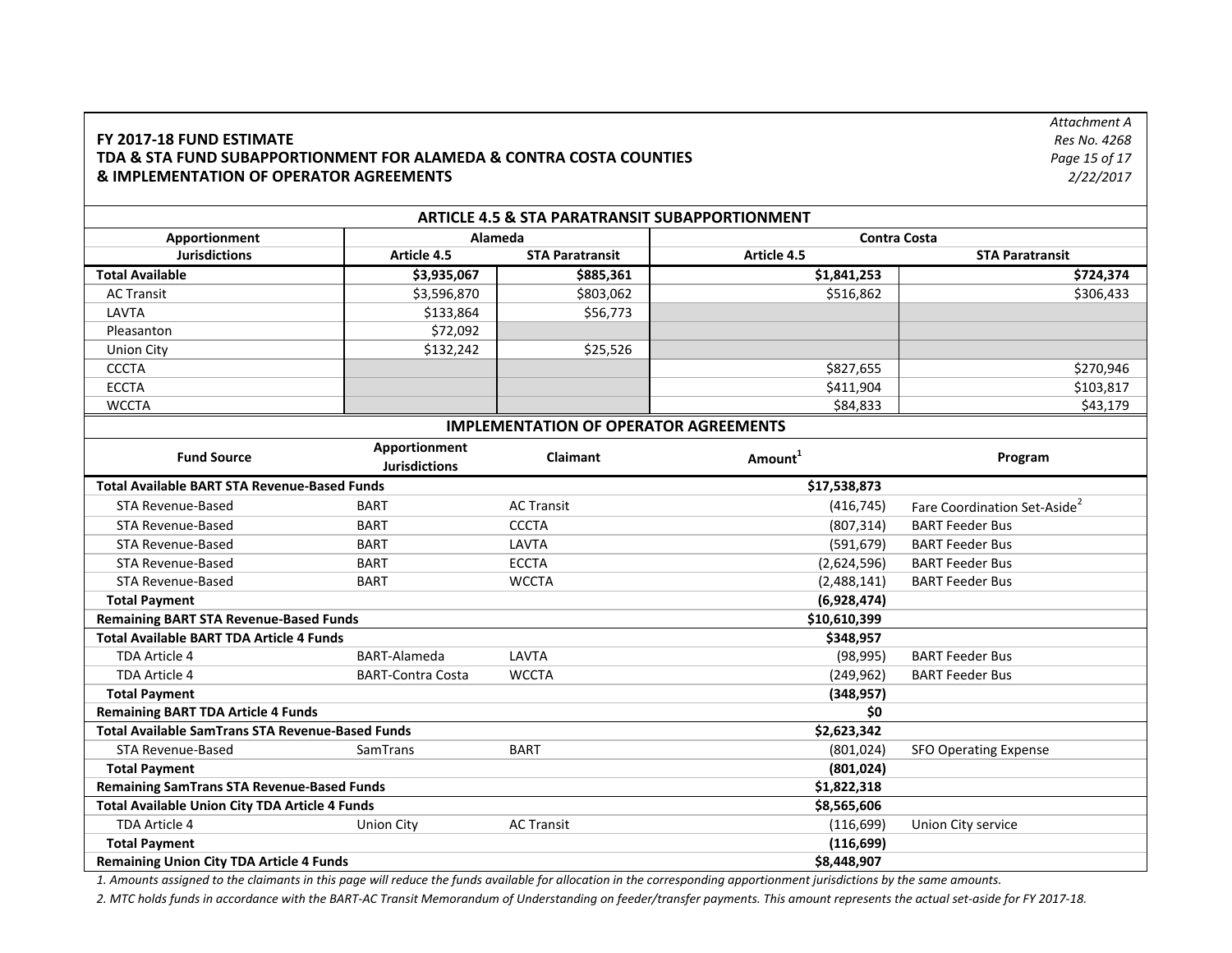Attachment A
Res No. 4268
2/22/2017

**FY 2017-18 FUND ESTIMATE**
**TDA & STA FUND SUBAPPORTIONMENT FOR ALAMEDA & CONTRA COSTA COUNTIES**
**& IMPLEMENTATION OF OPERATOR AGREEMENTS**

## ARTICLE 4.5 & STA PARATRANSIT SUBAPPORTIONMENT

| Apportionment | Alameda | | Contra Costa | |
|---|---|---|---|---|
| **Jurisdictions** | **Article 4.5** | **STA Paratransit** | **Article 4.5** | **STA Paratransit** |
| **Total Available** | **$3,935,067** | **$885,361** | **$1,841,253** | **$724,374** |
| AC Transit | $3,596,870 | $803,062 | $516,862 | $306,433 |
| LAVTA | $133,864 | $56,773 | | |
| Pleasanton | $72,092 | | | |
| Union City | $132,242 | $25,526 | | |
| CCCTA | | | $827,655 | $270,946 |
| ECCTA | | | $411,904 | $103,817 |
| WCCTA | | | $84,833 | $43,179 |

## IMPLEMENTATION OF OPERATOR AGREEMENTS

| Fund Source | Apportionment Jurisdictions | Claimant | Amount[1] | Program |
|---|---|---|---|---|
| **Total Available BART STA Revenue-Based Funds** | | | **$17,538,873** | |
| STA Revenue-Based | BART | AC Transit | (416,745) | Fare Coordination Set-Aside[2] |
| STA Revenue-Based | BART | CCCTA | (807,314) | BART Feeder Bus |
| STA Revenue-Based | BART | LAVTA | (591,679) | BART Feeder Bus |
| STA Revenue-Based | BART | ECCTA | (2,624,596) | BART Feeder Bus |
| STA Revenue-Based | BART | WCCTA | (2,488,141) | BART Feeder Bus |
| **Total Payment** | | | **(6,928,474)** | |
| **Remaining BART STA Revenue-Based Funds** | | | **$10,610,399** | |
| **Total Available BART TDA Article 4 Funds** | | | **$348,957** | |
| TDA Article 4 | BART-Alameda | LAVTA | (98,995) | BART Feeder Bus |
| TDA Article 4 | BART-Contra Costa | WCCTA | (249,962) | BART Feeder Bus |
| **Total Payment** | | | **(348,957)** | |
| **Remaining BART TDA Article 4 Funds** | | | **$0** | |
| **Total Available SamTrans STA Revenue-Based Funds** | | | **$2,623,342** | |
| STA Revenue-Based | SamTrans | BART | (801,024) | SFO Operating Expense |
| **Total Payment** | | | **(801,024)** | |
| **Remaining SamTrans STA Revenue-Based Funds** | | | **$1,822,318** | |
| **Total Available Union City TDA Article 4 Funds** | | | **$8,565,606** | |
| TDA Article 4 | Union City | AC Transit | (116,699) | Union City service |
| **Total Payment** | | | **(116,699)** | |
| **Remaining Union City TDA Article 4 Funds** | | | **$8,448,907** | |

*1. Amounts assigned to the claimants in this page will reduce the funds available for allocation in the corresponding apportionment jurisdictions by the same amounts.*

*2. MTC holds funds in accordance with the BART-AC Transit Memorandum of Understanding on feeder/transfer payments. This amount represents the actual set-aside for FY 2017-18.*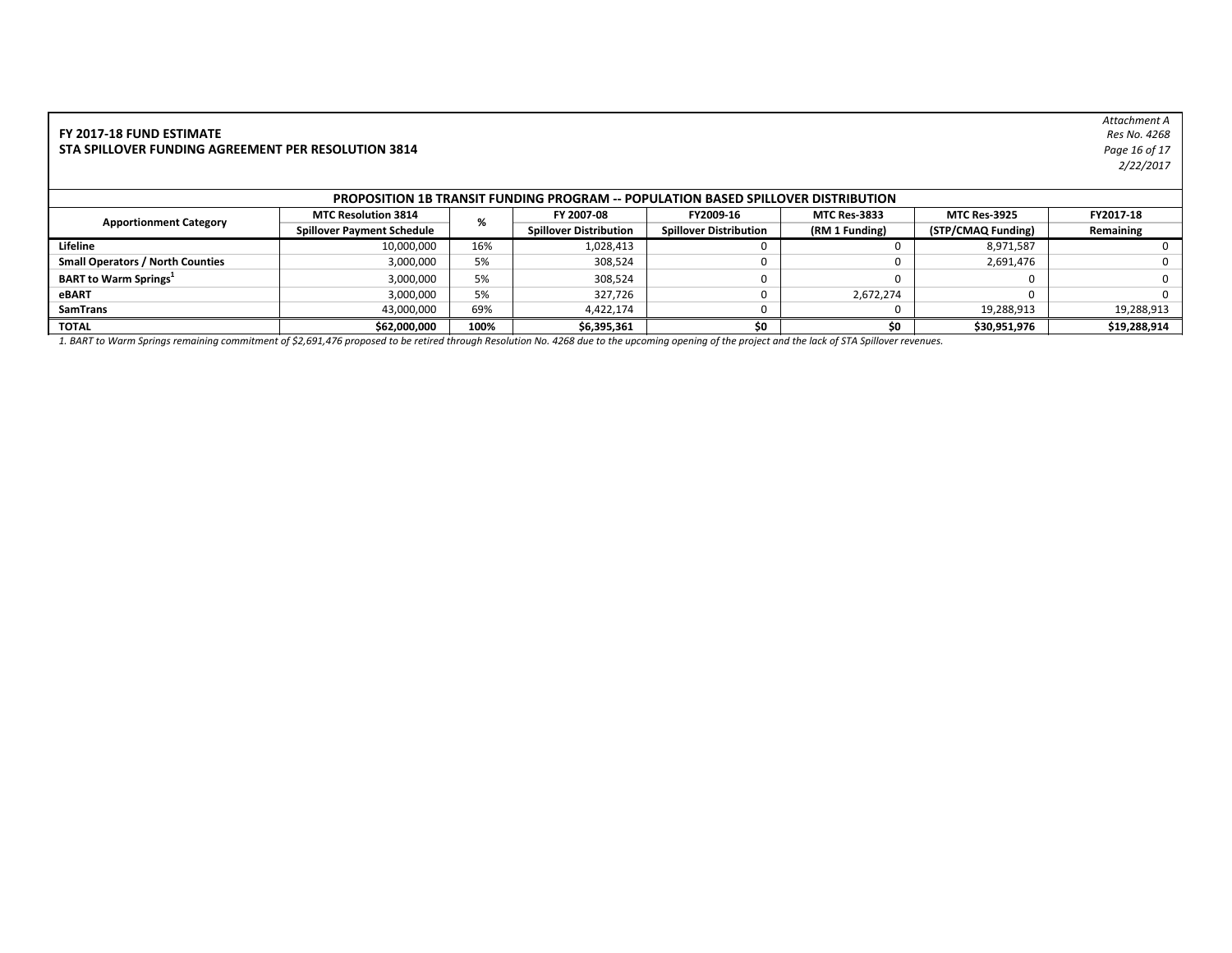Attachment A
Res No. 4268
Page 16 of 17
2/22/2017

**FY 2017-18 FUND ESTIMATE**
**STA SPILLOVER FUNDING AGREEMENT PER RESOLUTION 3814**

| PROPOSITION 1B TRANSIT FUNDING PROGRAM -- POPULATION BASED SPILLOVER DISTRIBUTION | | | | | | | |
|---|---|---|---|---|---|---|---|
| **Apportionment Category** | **MTC Resolution 3814 Spillover Payment Schedule** | **%** | **FY 2007-08 Spillover Distribution** | **FY2009-16 Spillover Distribution** | **MTC Res-3833 (RM 1 Funding)** | **MTC Res-3925 (STP/CMAQ Funding)** | **FY2017-18 Remaining** |
| **Lifeline** | 10,000,000 | 16% | 1,028,413 | 0 | 0 | 8,971,587 | 0 |
| **Small Operators / North Counties** | 3,000,000 | 5% | 308,524 | 0 | 0 | 2,691,476 | 0 |
| **BART to Warm Springs**[1] | 3,000,000 | 5% | 308,524 | 0 | 0 | 0 | 0 |
| **eBART** | 3,000,000 | 5% | 327,726 | 0 | 2,672,274 | 0 | 0 |
| **SamTrans** | 43,000,000 | 69% | 4,422,174 | 0 | 0 | 19,288,913 | 19,288,913 |
| **TOTAL** | **$62,000,000** | **100%** | **$6,395,361** | **$0** | **$0** | **$30,951,976** | **$19,288,914** |

*1. BART to Warm Springs remaining commitment of $2,691,476 proposed to be retired through Resolution No. 4268 due to the upcoming opening of the project and the lack of STA Spillover revenues.*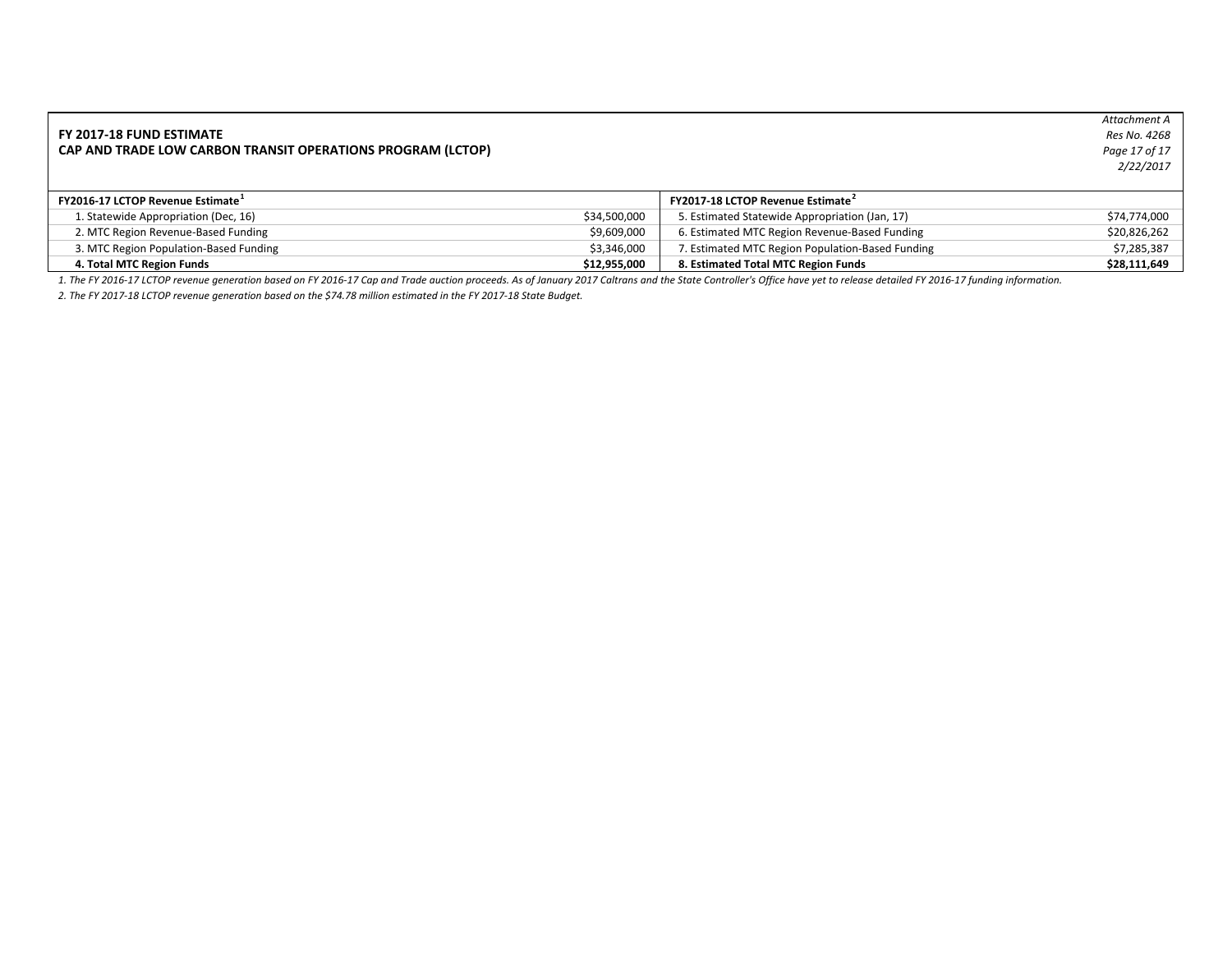Attachment A
*Res No. 4268*
*2/22/2017*

**FY 2017-18 FUND ESTIMATE**
**CAP AND TRADE LOW CARBON TRANSIT OPERATIONS PROGRAM (LCTOP)**

| FY2016-17 LCTOP Revenue Estimate[1] | | FY2017-18 LCTOP Revenue Estimate[2] | |
|---|---|---|---|
| 1. Statewide Appropriation (Dec, 16) | $34,500,000 | 5. Estimated Statewide Appropriation (Jan, 17) | $74,774,000 |
| 2. MTC Region Revenue-Based Funding | $9,609,000 | 6. Estimated MTC Region Revenue-Based Funding | $20,826,262 |
| 3. MTC Region Population-Based Funding | $3,346,000 | 7. Estimated MTC Region Population-Based Funding | $7,285,387 |
| **4. Total MTC Region Funds** | **$12,955,000** | **8. Estimated Total MTC Region Funds** | **$28,111,649** |

*1. The FY 2016-17 LCTOP revenue generation based on FY 2016-17 Cap and Trade auction proceeds. As of January 2017 Caltrans and the State Controller's Office have yet to release detailed FY 2016-17 funding information.*

*2. The FY 2017-18 LCTOP revenue generation based on the $74.78 million estimated in the FY 2017-18 State Budget.*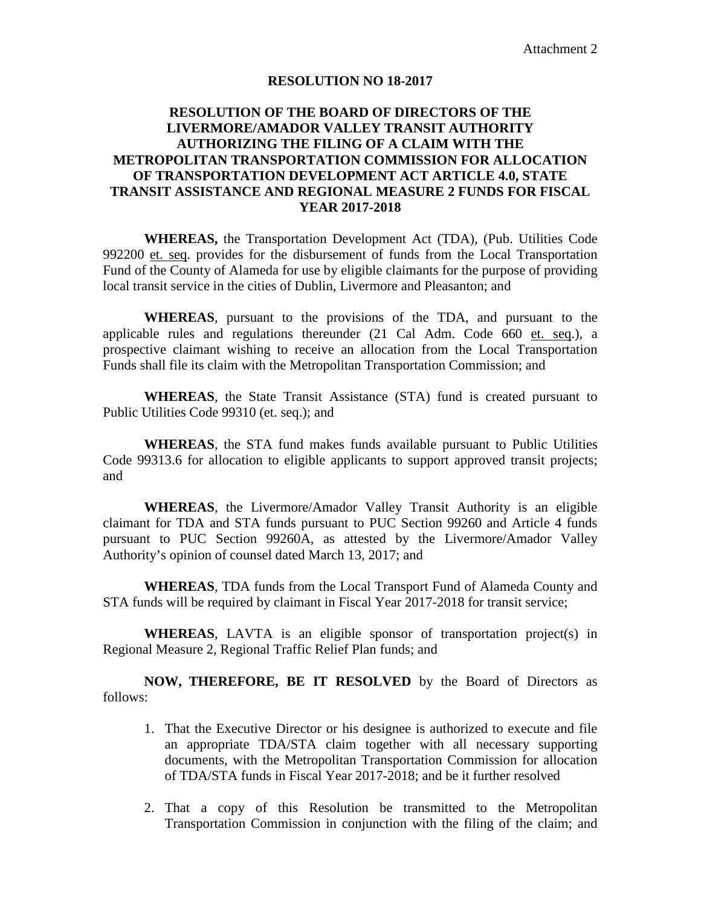Attachment 2

**RESOLUTION NO 18-2017**

**RESOLUTION OF THE BOARD OF DIRECTORS OF THE LIVERMORE/AMADOR VALLEY TRANSIT AUTHORITY AUTHORIZING THE FILING OF A CLAIM WITH THE METROPOLITAN TRANSPORTATION COMMISSION FOR ALLOCATION OF TRANSPORTATION DEVELOPMENT ACT ARTICLE 4.0, STATE TRANSIT ASSISTANCE AND REGIONAL MEASURE 2 FUNDS FOR FISCAL YEAR 2017-2018**

**WHEREAS,** the Transportation Development Act (TDA), (Pub. Utilities Code 992200 et. seq. provides for the disbursement of funds from the Local Transportation Fund of the County of Alameda for use by eligible claimants for the purpose of providing local transit service in the cities of Dublin, Livermore and Pleasanton; and

**WHEREAS**, pursuant to the provisions of the TDA, and pursuant to the applicable rules and regulations thereunder (21 Cal Adm. Code 660 et. seq.), a prospective claimant wishing to receive an allocation from the Local Transportation Funds shall file its claim with the Metropolitan Transportation Commission; and

**WHEREAS**, the State Transit Assistance (STA) fund is created pursuant to Public Utilities Code 99310 (et. seq.); and

**WHEREAS**, the STA fund makes funds available pursuant to Public Utilities Code 99313.6 for allocation to eligible applicants to support approved transit projects; and

**WHEREAS**, the Livermore/Amador Valley Transit Authority is an eligible claimant for TDA and STA funds pursuant to PUC Section 99260 and Article 4 funds pursuant to PUC Section 99260A, as attested by the Livermore/Amador Valley Authority's opinion of counsel dated March 13, 2017; and

**WHEREAS**, TDA funds from the Local Transport Fund of Alameda County and STA funds will be required by claimant in Fiscal Year 2017-2018 for transit service;

**WHEREAS**, LAVTA is an eligible sponsor of transportation project(s) in Regional Measure 2, Regional Traffic Relief Plan funds; and

**NOW, THEREFORE, BE IT RESOLVED** by the Board of Directors as follows:

1. That the Executive Director or his designee is authorized to execute and file an appropriate TDA/STA claim together with all necessary supporting documents, with the Metropolitan Transportation Commission for allocation of TDA/STA funds in Fiscal Year 2017-2018; and be it further resolved

2. That a copy of this Resolution be transmitted to the Metropolitan Transportation Commission in conjunction with the filing of the claim; and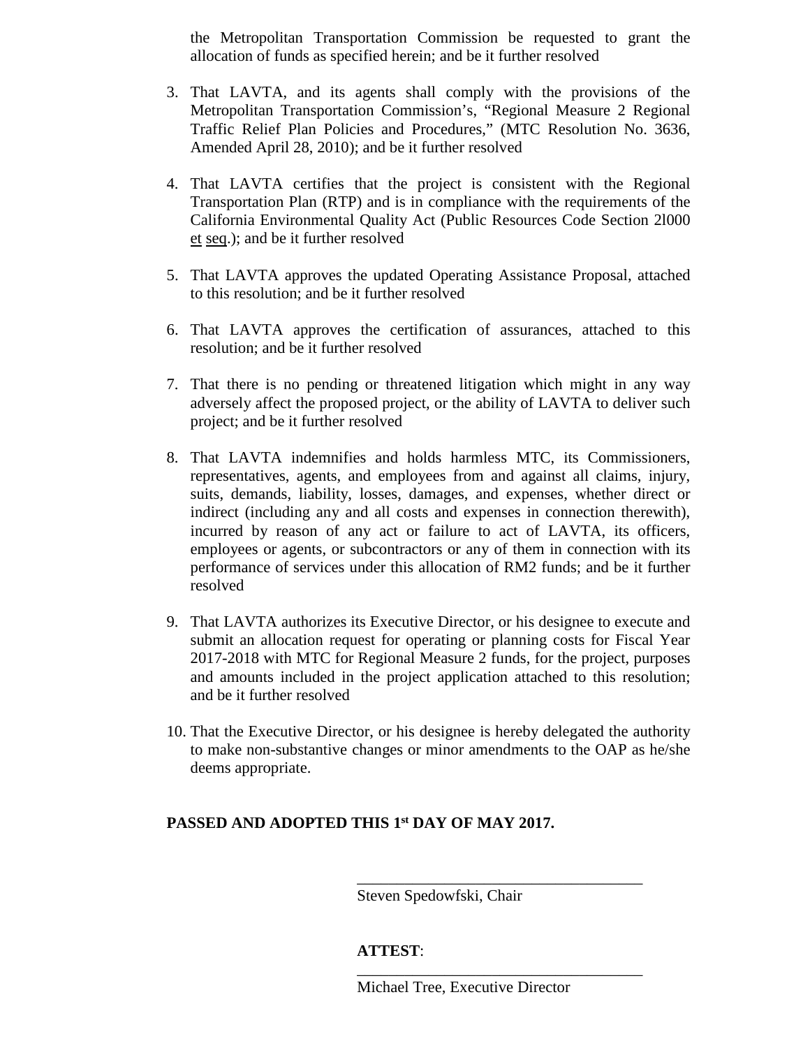the Metropolitan Transportation Commission be requested to grant the allocation of funds as specified herein; and be it further resolved

3. That LAVTA, and its agents shall comply with the provisions of the Metropolitan Transportation Commission's, "Regional Measure 2 Regional Traffic Relief Plan Policies and Procedures," (MTC Resolution No. 3636, Amended April 28, 2010); and be it further resolved

4. That LAVTA certifies that the project is consistent with the Regional Transportation Plan (RTP) and is in compliance with the requirements of the California Environmental Quality Act (Public Resources Code Section 2l000 et seq.); and be it further resolved

5. That LAVTA approves the updated Operating Assistance Proposal, attached to this resolution; and be it further resolved

6. That LAVTA approves the certification of assurances, attached to this resolution; and be it further resolved

7. That there is no pending or threatened litigation which might in any way adversely affect the proposed project, or the ability of LAVTA to deliver such project; and be it further resolved

8. That LAVTA indemnifies and holds harmless MTC, its Commissioners, representatives, agents, and employees from and against all claims, injury, suits, demands, liability, losses, damages, and expenses, whether direct or indirect (including any and all costs and expenses in connection therewith), incurred by reason of any act or failure to act of LAVTA, its officers, employees or agents, or subcontractors or any of them in connection with its performance of services under this allocation of RM2 funds; and be it further resolved

9. That LAVTA authorizes its Executive Director, or his designee to execute and submit an allocation request for operating or planning costs for Fiscal Year 2017-2018 with MTC for Regional Measure 2 funds, for the project, purposes and amounts included in the project application attached to this resolution; and be it further resolved

10. That the Executive Director, or his designee is hereby delegated the authority to make non-substantive changes or minor amendments to the OAP as he/she deems appropriate.

**PASSED AND ADOPTED THIS 1st DAY OF MAY 2017.**

\_\_\_\_\_\_\_\_\_\_\_\_\_\_\_\_\_\_\_\_\_\_\_\_\_\_\_\_\_\_\_\_\_\_\_\_

Steven Spedowfski, Chair

**ATTEST**:

\_\_\_\_\_\_\_\_\_\_\_\_\_\_\_\_\_\_\_\_\_\_\_\_\_\_\_\_\_\_\_\_\_\_\_\_

Michael Tree, Executive Director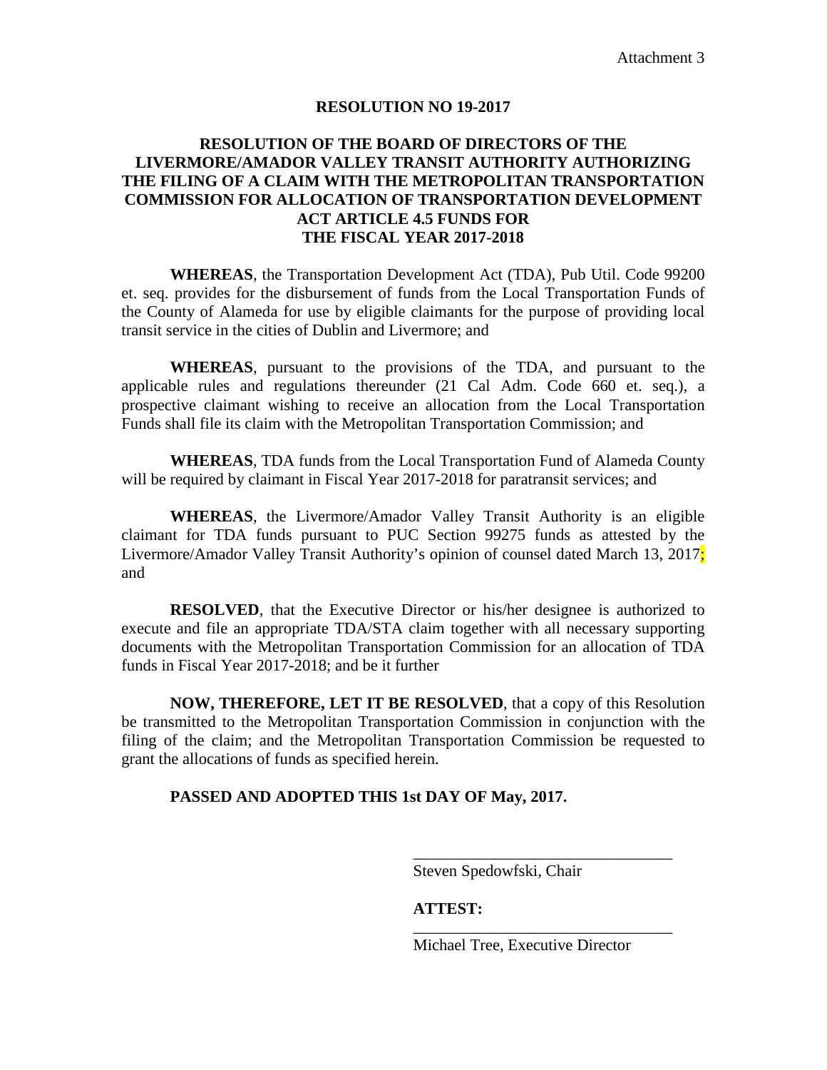Attachment 3

**RESOLUTION NO 19-2017**

**RESOLUTION OF THE BOARD OF DIRECTORS OF THE LIVERMORE/AMADOR VALLEY TRANSIT AUTHORITY AUTHORIZING THE FILING OF A CLAIM WITH THE METROPOLITAN TRANSPORTATION COMMISSION FOR ALLOCATION OF TRANSPORTATION DEVELOPMENT ACT ARTICLE 4.5 FUNDS FOR THE FISCAL YEAR 2017-2018**

**WHEREAS**, the Transportation Development Act (TDA), Pub Util. Code 99200 et. seq. provides for the disbursement of funds from the Local Transportation Funds of the County of Alameda for use by eligible claimants for the purpose of providing local transit service in the cities of Dublin and Livermore; and

**WHEREAS**, pursuant to the provisions of the TDA, and pursuant to the applicable rules and regulations thereunder (21 Cal Adm. Code 660 et. seq.), a prospective claimant wishing to receive an allocation from the Local Transportation Funds shall file its claim with the Metropolitan Transportation Commission; and

**WHEREAS**, TDA funds from the Local Transportation Fund of Alameda County will be required by claimant in Fiscal Year 2017-2018 for paratransit services; and

**WHEREAS**, the Livermore/Amador Valley Transit Authority is an eligible claimant for TDA funds pursuant to PUC Section 99275 funds as attested by the Livermore/Amador Valley Transit Authority's opinion of counsel dated March 13, 2017; and

**RESOLVED**, that the Executive Director or his/her designee is authorized to execute and file an appropriate TDA/STA claim together with all necessary supporting documents with the Metropolitan Transportation Commission for an allocation of TDA funds in Fiscal Year 2017-2018; and be it further

**NOW, THEREFORE, LET IT BE RESOLVED**, that a copy of this Resolution be transmitted to the Metropolitan Transportation Commission in conjunction with the filing of the claim; and the Metropolitan Transportation Commission be requested to grant the allocations of funds as specified herein.

**PASSED AND ADOPTED THIS 1st DAY OF May, 2017.**

\_\_\_\_\_\_\_\_\_\_\_\_\_\_\_\_\_\_\_\_\_\_\_\_\_\_\_\_\_\_\_\_

Steven Spedowfski, Chair

**ATTEST:**

\_\_\_\_\_\_\_\_\_\_\_\_\_\_\_\_\_\_\_\_\_\_\_\_\_\_\_\_\_\_\_\_

Michael Tree, Executive Director